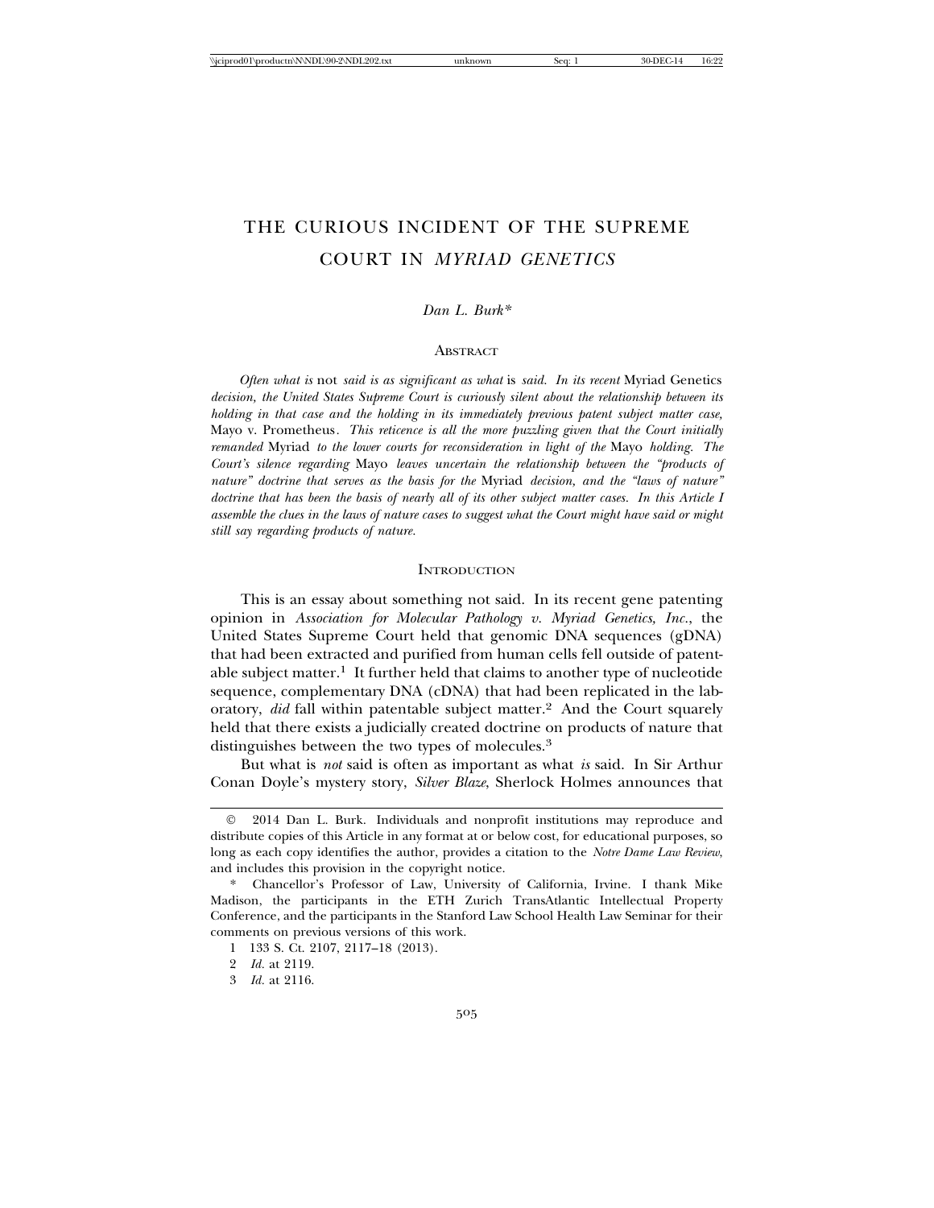# THE CURIOUS INCIDENT OF THE SUPREME COURT IN *MYRIAD GENETICS*

*Dan L. Burk\**

## Abstract

*Often what is* not *said is as significant as what* is *said. In its recent* Myriad Genetics *decision, the United States Supreme Court is curiously silent about the relationship between its holding in that case and the holding in its immediately previous patent subject matter case,* Mayo v. Prometheus. *This reticence is all the more puzzling given that the Court initially remanded* Myriad *to the lower courts for reconsideration in light of the* Mayo *holding. The Court's silence regarding* Mayo *leaves uncertain the relationship between the "products of nature" doctrine that serves as the basis for the* Myriad *decision, and the "laws of nature" doctrine that has been the basis of nearly all of its other subject matter cases. In this Article I assemble the clues in the laws of nature cases to suggest what the Court might have said or might still say regarding products of nature.*

## Introduction

This is an essay about something not said. In its recent gene patenting opinion in *Association for Molecular Pathology v. Myriad Genetics, Inc.*, the United States Supreme Court held that genomic DNA sequences (gDNA) that had been extracted and purified from human cells fell outside of patentable subject matter.[1] It further held that claims to another type of nucleotide sequence, complementary DNA (cDNA) that had been replicated in the laboratory, *did* fall within patentable subject matter.[2] And the Court squarely held that there exists a judicially created doctrine on products of nature that distinguishes between the two types of molecules.[3]

But what is *not* said is often as important as what *is* said. In Sir Arthur Conan Doyle's mystery story, *Silver Blaze*, Sherlock Holmes announces that

---

© 2014 Dan L. Burk. Individuals and nonprofit institutions may reproduce and distribute copies of this Article in any format at or below cost, for educational purposes, so long as each copy identifies the author, provides a citation to the *Notre Dame Law Review*, and includes this provision in the copyright notice.

\* Chancellor's Professor of Law, University of California, Irvine. I thank Mike Madison, the participants in the ETH Zurich TransAtlantic Intellectual Property Conference, and the participants in the Stanford Law School Health Law Seminar for their comments on previous versions of this work.

1 133 S. Ct. 2107, 2117–18 (2013).

2 *Id.* at 2119.

3 *Id.* at 2116.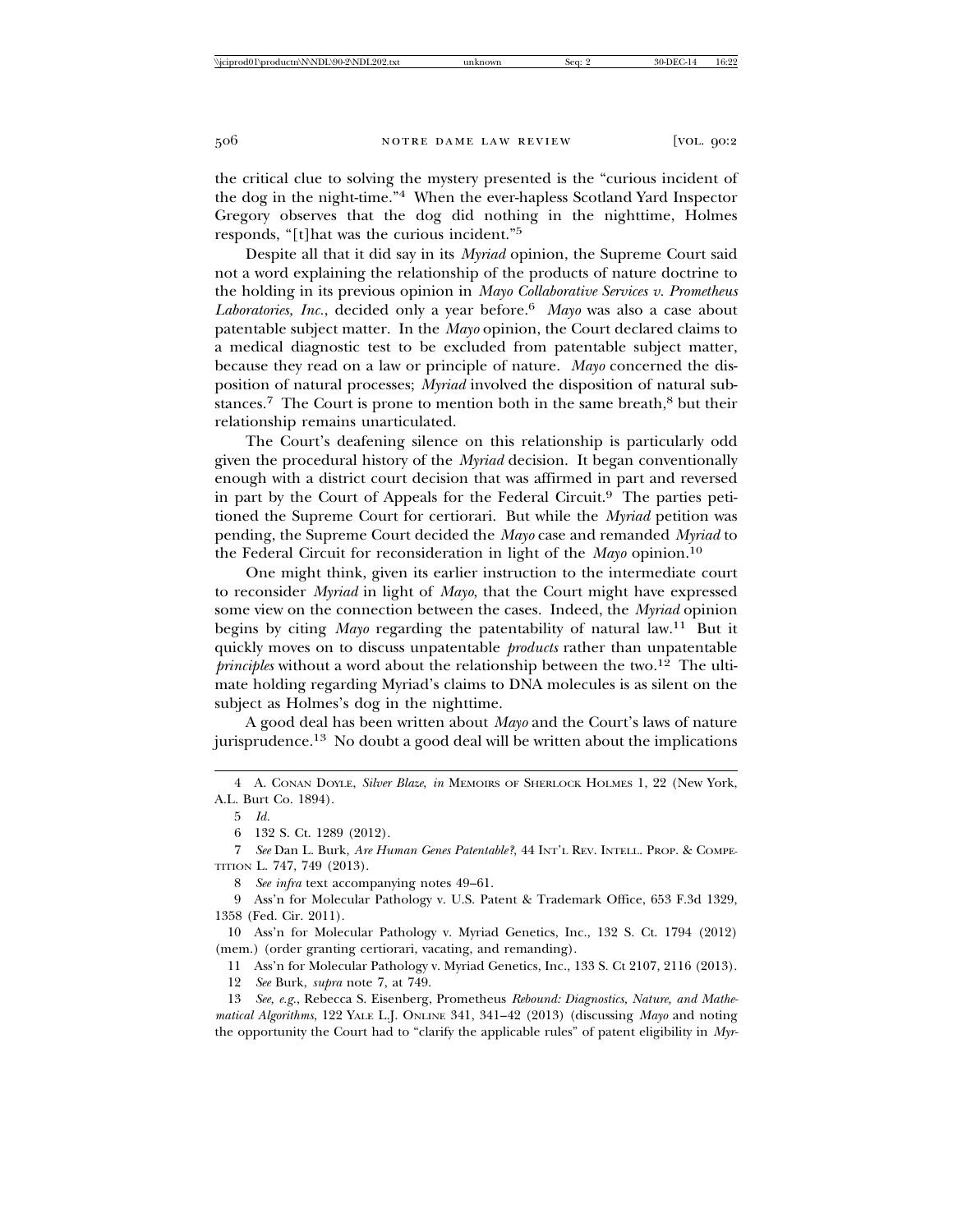the critical clue to solving the mystery presented is the "curious incident of the dog in the night-time."[4] When the ever-hapless Scotland Yard Inspector Gregory observes that the dog did nothing in the nighttime, Holmes responds, "[t]hat was the curious incident."[5]

Despite all that it did say in its *Myriad* opinion, the Supreme Court said not a word explaining the relationship of the products of nature doctrine to the holding in its previous opinion in *Mayo Collaborative Services v. Prometheus Laboratories, Inc.*, decided only a year before.[6] *Mayo* was also a case about patentable subject matter. In the *Mayo* opinion, the Court declared claims to a medical diagnostic test to be excluded from patentable subject matter, because they read on a law or principle of nature. *Mayo* concerned the disposition of natural processes; *Myriad* involved the disposition of natural substances.[7] The Court is prone to mention both in the same breath,[8] but their relationship remains unarticulated.

The Court's deafening silence on this relationship is particularly odd given the procedural history of the *Myriad* decision. It began conventionally enough with a district court decision that was affirmed in part and reversed in part by the Court of Appeals for the Federal Circuit.[9] The parties petitioned the Supreme Court for certiorari. But while the *Myriad* petition was pending, the Supreme Court decided the *Mayo* case and remanded *Myriad* to the Federal Circuit for reconsideration in light of the *Mayo* opinion.[10]

One might think, given its earlier instruction to the intermediate court to reconsider *Myriad* in light of *Mayo*, that the Court might have expressed some view on the connection between the cases. Indeed, the *Myriad* opinion begins by citing *Mayo* regarding the patentability of natural law.[11] But it quickly moves on to discuss unpatentable *products* rather than unpatentable *principles* without a word about the relationship between the two.[12] The ultimate holding regarding Myriad's claims to DNA molecules is as silent on the subject as Holmes's dog in the nighttime.

A good deal has been written about *Mayo* and the Court's laws of nature jurisprudence.[13] No doubt a good deal will be written about the implications

---

4 A. CONAN DOYLE, *Silver Blaze*, *in* MEMOIRS OF SHERLOCK HOLMES 1, 22 (New York, A.L. Burt Co. 1894).

5 *Id.*

6 132 S. Ct. 1289 (2012).

7 *See* Dan L. Burk, *Are Human Genes Patentable?*, 44 INT'L REV. INTELL. PROP. & COMPETITION L. 747, 749 (2013).

8 *See infra* text accompanying notes 49–61.

9 Ass'n for Molecular Pathology v. U.S. Patent & Trademark Office, 653 F.3d 1329, 1358 (Fed. Cir. 2011).

10 Ass'n for Molecular Pathology v. Myriad Genetics, Inc., 132 S. Ct. 1794 (2012) (mem.) (order granting certiorari, vacating, and remanding).

11 Ass'n for Molecular Pathology v. Myriad Genetics, Inc., 133 S. Ct 2107, 2116 (2013).

12 *See* Burk, *supra* note 7, at 749.

13 *See, e.g.*, Rebecca S. Eisenberg, Prometheus *Rebound: Diagnostics, Nature, and Mathematical Algorithms*, 122 YALE L.J. ONLINE 341, 341–42 (2013) (discussing *Mayo* and noting the opportunity the Court had to "clarify the applicable rules" of patent eligibility in *Myr-*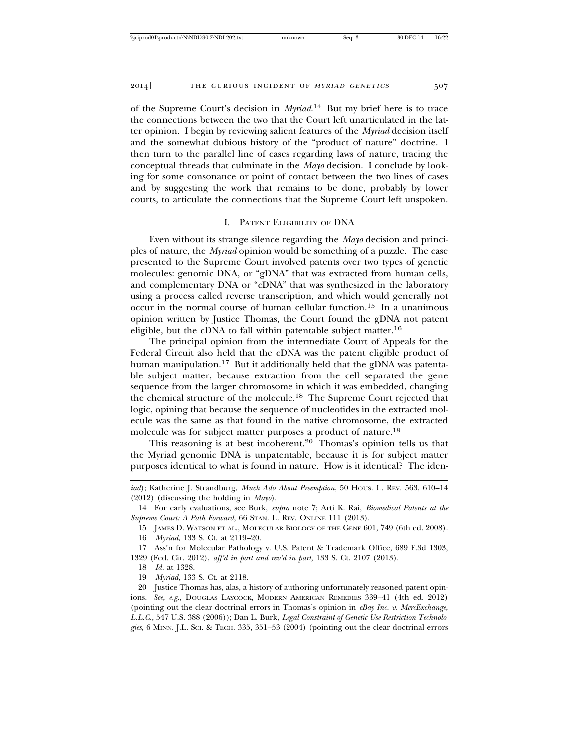of the Supreme Court's decision in *Myriad*.[14] But my brief here is to trace the connections between the two that the Court left unarticulated in the latter opinion. I begin by reviewing salient features of the *Myriad* decision itself and the somewhat dubious history of the "product of nature" doctrine. I then turn to the parallel line of cases regarding laws of nature, tracing the conceptual threads that culminate in the *Mayo* decision. I conclude by looking for some consonance or point of contact between the two lines of cases and by suggesting the work that remains to be done, probably by lower courts, to articulate the connections that the Supreme Court left unspoken.

## I. Patent Eligibility of DNA

Even without its strange silence regarding the *Mayo* decision and principles of nature, the *Myriad* opinion would be something of a puzzle. The case presented to the Supreme Court involved patents over two types of genetic molecules: genomic DNA, or "gDNA" that was extracted from human cells, and complementary DNA or "cDNA" that was synthesized in the laboratory using a process called reverse transcription, and which would generally not occur in the normal course of human cellular function.[15] In a unanimous opinion written by Justice Thomas, the Court found the gDNA not patent eligible, but the cDNA to fall within patentable subject matter.[16]

The principal opinion from the intermediate Court of Appeals for the Federal Circuit also held that the cDNA was the patent eligible product of human manipulation.[17] But it additionally held that the gDNA was patentable subject matter, because extraction from the cell separated the gene sequence from the larger chromosome in which it was embedded, changing the chemical structure of the molecule.[18] The Supreme Court rejected that logic, opining that because the sequence of nucleotides in the extracted molecule was the same as that found in the native chromosome, the extracted molecule was for subject matter purposes a product of nature.[19]

This reasoning is at best incoherent.[20] Thomas's opinion tells us that the Myriad genomic DNA is unpatentable, because it is for subject matter purposes identical to what is found in nature. How is it identical? The iden-

---

*iad*); Katherine J. Strandburg, *Much Ado About Preemption*, 50 Hous. L. Rev. 563, 610–14 (2012) (discussing the holding in *Mayo*).

14 For early evaluations, see Burk, *supra* note 7; Arti K. Rai, *Biomedical Patents at the Supreme Court: A Path Forward*, 66 Stan. L. Rev. Online 111 (2013).

15 James D. Watson et al., Molecular Biology of the Gene 601, 749 (6th ed. 2008).

16 *Myriad*, 133 S. Ct. at 2119–20.

17 Ass'n for Molecular Pathology v. U.S. Patent & Trademark Office, 689 F.3d 1303, 1329 (Fed. Cir. 2012), *aff'd in part and rev'd in part*, 133 S. Ct. 2107 (2013).

18 *Id.* at 1328.

19 *Myriad*, 133 S. Ct. at 2118.

20 Justice Thomas has, alas, a history of authoring unfortunately reasoned patent opinions. *See, e.g.*, Douglas Laycock, Modern American Remedies 339–41 (4th ed. 2012) (pointing out the clear doctrinal errors in Thomas's opinion in *eBay Inc. v. MercExchange, L.L.C.*, 547 U.S. 388 (2006)); Dan L. Burk, *Legal Constraint of Genetic Use Restriction Technologies*, 6 Minn. J.L. Sci. & Tech. 335, 351–53 (2004) (pointing out the clear doctrinal errors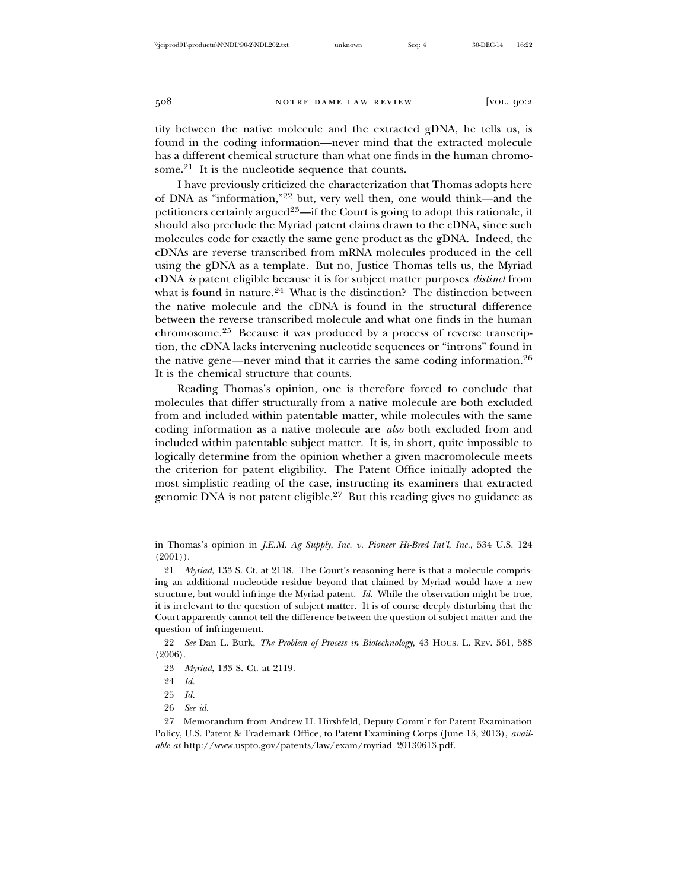tity between the native molecule and the extracted gDNA, he tells us, is found in the coding information—never mind that the extracted molecule has a different chemical structure than what one finds in the human chromosome.[21] It is the nucleotide sequence that counts.

I have previously criticized the characterization that Thomas adopts here of DNA as "information,"[22] but, very well then, one would think—and the petitioners certainly argued[23]—if the Court is going to adopt this rationale, it should also preclude the Myriad patent claims drawn to the cDNA, since such molecules code for exactly the same gene product as the gDNA. Indeed, the cDNAs are reverse transcribed from mRNA molecules produced in the cell using the gDNA as a template. But no, Justice Thomas tells us, the Myriad cDNA *is* patent eligible because it is for subject matter purposes *distinct* from what is found in nature.[24] What is the distinction? The distinction between the native molecule and the cDNA is found in the structural difference between the reverse transcribed molecule and what one finds in the human chromosome.[25] Because it was produced by a process of reverse transcription, the cDNA lacks intervening nucleotide sequences or "introns" found in the native gene—never mind that it carries the same coding information.[26] It is the chemical structure that counts.

Reading Thomas's opinion, one is therefore forced to conclude that molecules that differ structurally from a native molecule are both excluded from and included within patentable matter, while molecules with the same coding information as a native molecule are *also* both excluded from and included within patentable subject matter. It is, in short, quite impossible to logically determine from the opinion whether a given macromolecule meets the criterion for patent eligibility. The Patent Office initially adopted the most simplistic reading of the case, instructing its examiners that extracted genomic DNA is not patent eligible.[27] But this reading gives no guidance as

---

in Thomas's opinion in *J.E.M. Ag Supply, Inc. v. Pioneer Hi-Bred Int'l, Inc.*, 534 U.S. 124 (2001)).

21 *Myriad*, 133 S. Ct. at 2118. The Court's reasoning here is that a molecule comprising an additional nucleotide residue beyond that claimed by Myriad would have a new structure, but would infringe the Myriad patent. *Id.* While the observation might be true, it is irrelevant to the question of subject matter. It is of course deeply disturbing that the Court apparently cannot tell the difference between the question of subject matter and the question of infringement.

22 *See* Dan L. Burk, *The Problem of Process in Biotechnology*, 43 HOUS. L. REV. 561, 588 (2006).

23 *Myriad*, 133 S. Ct. at 2119.

24 *Id.*

25 *Id.*

26 *See id.*

27 Memorandum from Andrew H. Hirshfeld, Deputy Comm'r for Patent Examination Policy, U.S. Patent & Trademark Office, to Patent Examining Corps (June 13, 2013), *available at* http://www.uspto.gov/patents/law/exam/myriad_20130613.pdf.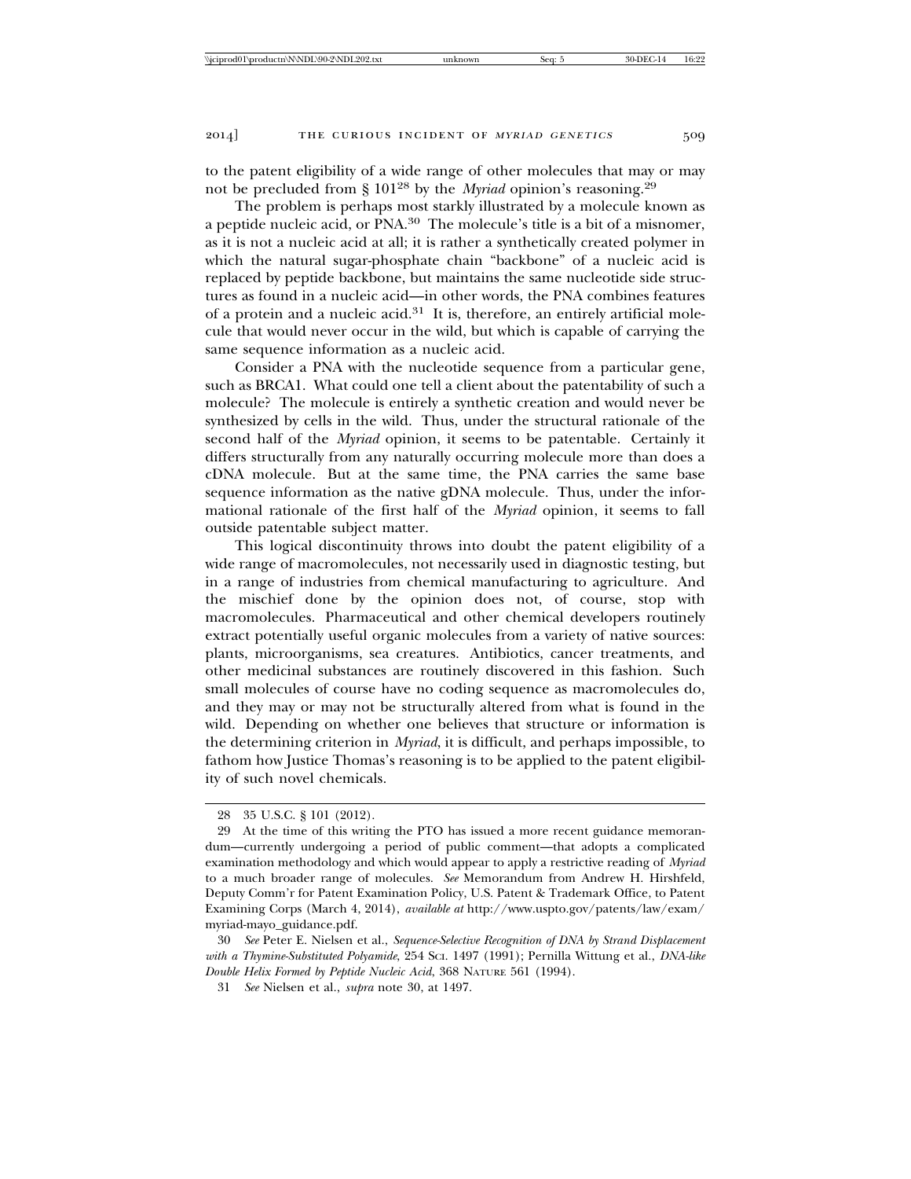to the patent eligibility of a wide range of other molecules that may or may not be precluded from § 101[28] by the *Myriad* opinion's reasoning.[29]

The problem is perhaps most starkly illustrated by a molecule known as a peptide nucleic acid, or PNA.[30] The molecule's title is a bit of a misnomer, as it is not a nucleic acid at all; it is rather a synthetically created polymer in which the natural sugar-phosphate chain "backbone" of a nucleic acid is replaced by peptide backbone, but maintains the same nucleotide side structures as found in a nucleic acid—in other words, the PNA combines features of a protein and a nucleic acid.[31] It is, therefore, an entirely artificial molecule that would never occur in the wild, but which is capable of carrying the same sequence information as a nucleic acid.

Consider a PNA with the nucleotide sequence from a particular gene, such as BRCA1. What could one tell a client about the patentability of such a molecule? The molecule is entirely a synthetic creation and would never be synthesized by cells in the wild. Thus, under the structural rationale of the second half of the *Myriad* opinion, it seems to be patentable. Certainly it differs structurally from any naturally occurring molecule more than does a cDNA molecule. But at the same time, the PNA carries the same base sequence information as the native gDNA molecule. Thus, under the informational rationale of the first half of the *Myriad* opinion, it seems to fall outside patentable subject matter.

This logical discontinuity throws into doubt the patent eligibility of a wide range of macromolecules, not necessarily used in diagnostic testing, but in a range of industries from chemical manufacturing to agriculture. And the mischief done by the opinion does not, of course, stop with macromolecules. Pharmaceutical and other chemical developers routinely extract potentially useful organic molecules from a variety of native sources: plants, microorganisms, sea creatures. Antibiotics, cancer treatments, and other medicinal substances are routinely discovered in this fashion. Such small molecules of course have no coding sequence as macromolecules do, and they may or may not be structurally altered from what is found in the wild. Depending on whether one believes that structure or information is the determining criterion in *Myriad*, it is difficult, and perhaps impossible, to fathom how Justice Thomas's reasoning is to be applied to the patent eligibility of such novel chemicals.

---

28 35 U.S.C. § 101 (2012).

29 At the time of this writing the PTO has issued a more recent guidance memorandum—currently undergoing a period of public comment—that adopts a complicated examination methodology and which would appear to apply a restrictive reading of *Myriad* to a much broader range of molecules. *See* Memorandum from Andrew H. Hirshfeld, Deputy Comm'r for Patent Examination Policy, U.S. Patent & Trademark Office, to Patent Examining Corps (March 4, 2014), *available at* http://www.uspto.gov/patents/law/exam/myriad-mayo_guidance.pdf.

30 *See* Peter E. Nielsen et al., *Sequence-Selective Recognition of DNA by Strand Displacement with a Thymine-Substituted Polyamide*, 254 SCI. 1497 (1991); Pernilla Wittung et al., *DNA-like Double Helix Formed by Peptide Nucleic Acid*, 368 NATURE 561 (1994).

31 *See* Nielsen et al., *supra* note 30, at 1497.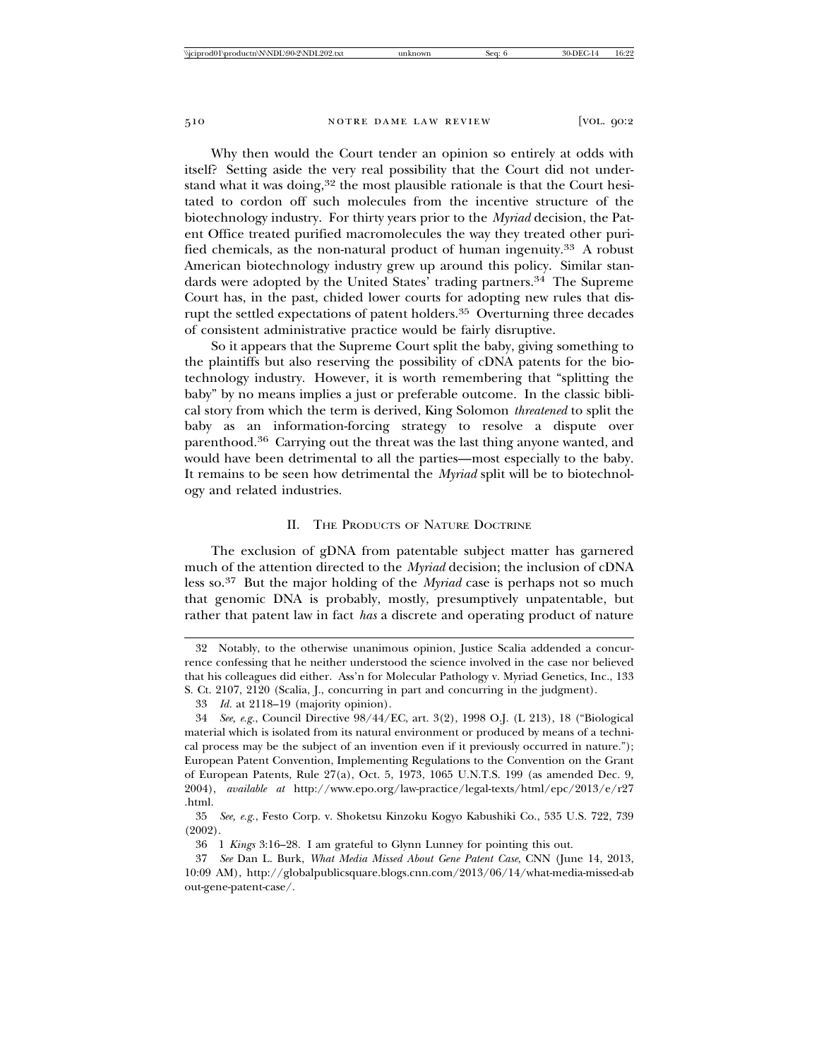Why then would the Court tender an opinion so entirely at odds with itself? Setting aside the very real possibility that the Court did not understand what it was doing,[32] the most plausible rationale is that the Court hesitated to cordon off such molecules from the incentive structure of the biotechnology industry. For thirty years prior to the *Myriad* decision, the Patent Office treated purified macromolecules the way they treated other purified chemicals, as the non-natural product of human ingenuity.[33] A robust American biotechnology industry grew up around this policy. Similar standards were adopted by the United States' trading partners.[34] The Supreme Court has, in the past, chided lower courts for adopting new rules that disrupt the settled expectations of patent holders.[35] Overturning three decades of consistent administrative practice would be fairly disruptive.

So it appears that the Supreme Court split the baby, giving something to the plaintiffs but also reserving the possibility of cDNA patents for the biotechnology industry. However, it is worth remembering that "splitting the baby" by no means implies a just or preferable outcome. In the classic biblical story from which the term is derived, King Solomon *threatened* to split the baby as an information-forcing strategy to resolve a dispute over parenthood.[36] Carrying out the threat was the last thing anyone wanted, and would have been detrimental to all the parties—most especially to the baby. It remains to be seen how detrimental the *Myriad* split will be to biotechnology and related industries.

## II. The Products of Nature Doctrine

The exclusion of gDNA from patentable subject matter has garnered much of the attention directed to the *Myriad* decision; the inclusion of cDNA less so.[37] But the major holding of the *Myriad* case is perhaps not so much that genomic DNA is probably, mostly, presumptively unpatentable, but rather that patent law in fact *has* a discrete and operating product of nature

---

32 Notably, to the otherwise unanimous opinion, Justice Scalia addended a concurrence confessing that he neither understood the science involved in the case nor believed that his colleagues did either. Ass'n for Molecular Pathology v. Myriad Genetics, Inc., 133 S. Ct. 2107, 2120 (Scalia, J., concurring in part and concurring in the judgment).

33 *Id.* at 2118–19 (majority opinion).

34 *See, e.g.*, Council Directive 98/44/EC, art. 3(2), 1998 O.J. (L 213), 18 ("Biological material which is isolated from its natural environment or produced by means of a technical process may be the subject of an invention even if it previously occurred in nature."); European Patent Convention, Implementing Regulations to the Convention on the Grant of European Patents, Rule 27(a), Oct. 5, 1973, 1065 U.N.T.S. 199 (as amended Dec. 9, 2004), *available at* http://www.epo.org/law-practice/legal-texts/html/epc/2013/e/r27.html.

35 *See, e.g.*, Festo Corp. v. Shoketsu Kinzoku Kogyo Kabushiki Co., 535 U.S. 722, 739 (2002).

36 1 *Kings* 3:16–28. I am grateful to Glynn Lunney for pointing this out.

37 *See* Dan L. Burk, *What Media Missed About Gene Patent Case*, CNN (June 14, 2013, 10:09 AM), http://globalpublicsquare.blogs.cnn.com/2013/06/14/what-media-missed-about-gene-patent-case/.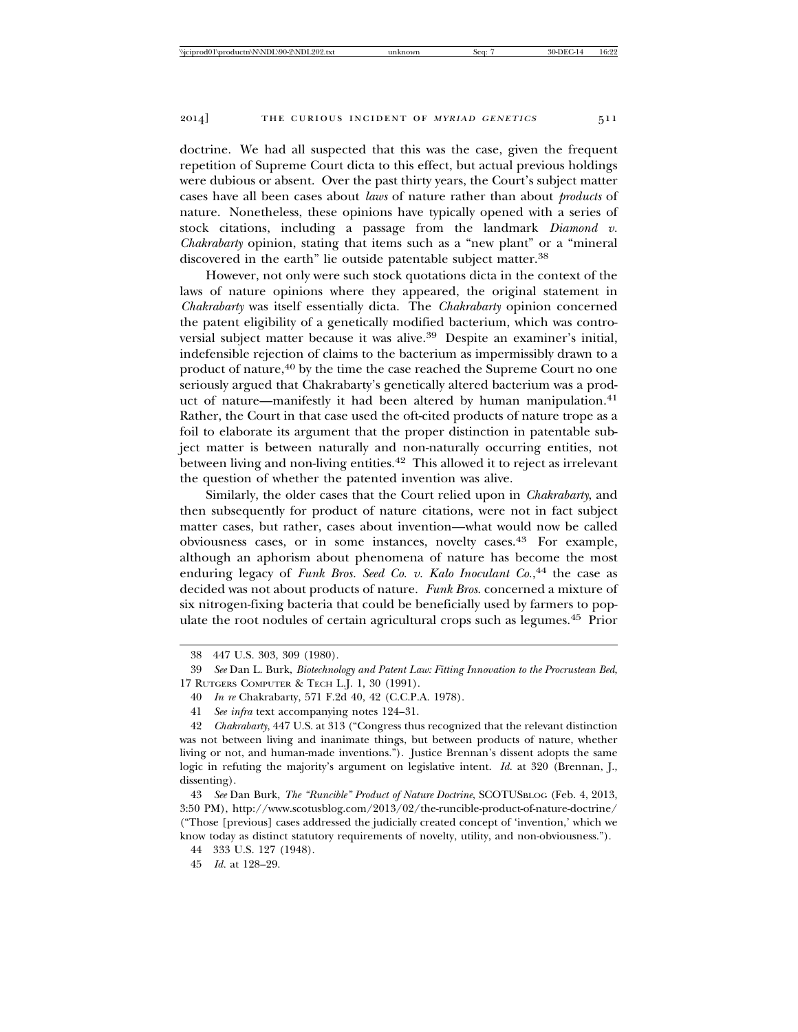doctrine. We had all suspected that this was the case, given the frequent repetition of Supreme Court dicta to this effect, but actual previous holdings were dubious or absent. Over the past thirty years, the Court's subject matter cases have all been cases about *laws* of nature rather than about *products* of nature. Nonetheless, these opinions have typically opened with a series of stock citations, including a passage from the landmark *Diamond v. Chakrabarty* opinion, stating that items such as a "new plant" or a "mineral discovered in the earth" lie outside patentable subject matter.[38]

However, not only were such stock quotations dicta in the context of the laws of nature opinions where they appeared, the original statement in *Chakrabarty* was itself essentially dicta. The *Chakrabarty* opinion concerned the patent eligibility of a genetically modified bacterium, which was controversial subject matter because it was alive.[39] Despite an examiner's initial, indefensible rejection of claims to the bacterium as impermissibly drawn to a product of nature,[40] by the time the case reached the Supreme Court no one seriously argued that Chakrabarty's genetically altered bacterium was a product of nature—manifestly it had been altered by human manipulation.[41] Rather, the Court in that case used the oft-cited products of nature trope as a foil to elaborate its argument that the proper distinction in patentable subject matter is between naturally and non-naturally occurring entities, not between living and non-living entities.[42] This allowed it to reject as irrelevant the question of whether the patented invention was alive.

Similarly, the older cases that the Court relied upon in *Chakrabarty*, and then subsequently for product of nature citations, were not in fact subject matter cases, but rather, cases about invention—what would now be called obviousness cases, or in some instances, novelty cases.[43] For example, although an aphorism about phenomena of nature has become the most enduring legacy of *Funk Bros. Seed Co. v. Kalo Inoculant Co.*,[44] the case as decided was not about products of nature. *Funk Bros.* concerned a mixture of six nitrogen-fixing bacteria that could be beneficially used by farmers to populate the root nodules of certain agricultural crops such as legumes.[45] Prior

---

38 447 U.S. 303, 309 (1980).

39 *See* Dan L. Burk, *Biotechnology and Patent Law: Fitting Innovation to the Procrustean Bed*, 17 RUTGERS COMPUTER & TECH L.J. 1, 30 (1991).

40 *In re* Chakrabarty, 571 F.2d 40, 42 (C.C.P.A. 1978).

41 *See infra* text accompanying notes 124–31.

42 *Chakrabarty*, 447 U.S. at 313 ("Congress thus recognized that the relevant distinction was not between living and inanimate things, but between products of nature, whether living or not, and human-made inventions."). Justice Brennan's dissent adopts the same logic in refuting the majority's argument on legislative intent. *Id.* at 320 (Brennan, J., dissenting).

43 *See* Dan Burk, *The "Runcible" Product of Nature Doctrine*, SCOTUSBLOG (Feb. 4, 2013, 3:50 PM), http://www.scotusblog.com/2013/02/the-runcible-product-of-nature-doctrine/ ("Those [previous] cases addressed the judicially created concept of 'invention,' which we know today as distinct statutory requirements of novelty, utility, and non-obviousness.").

44 333 U.S. 127 (1948).

45 *Id.* at 128–29.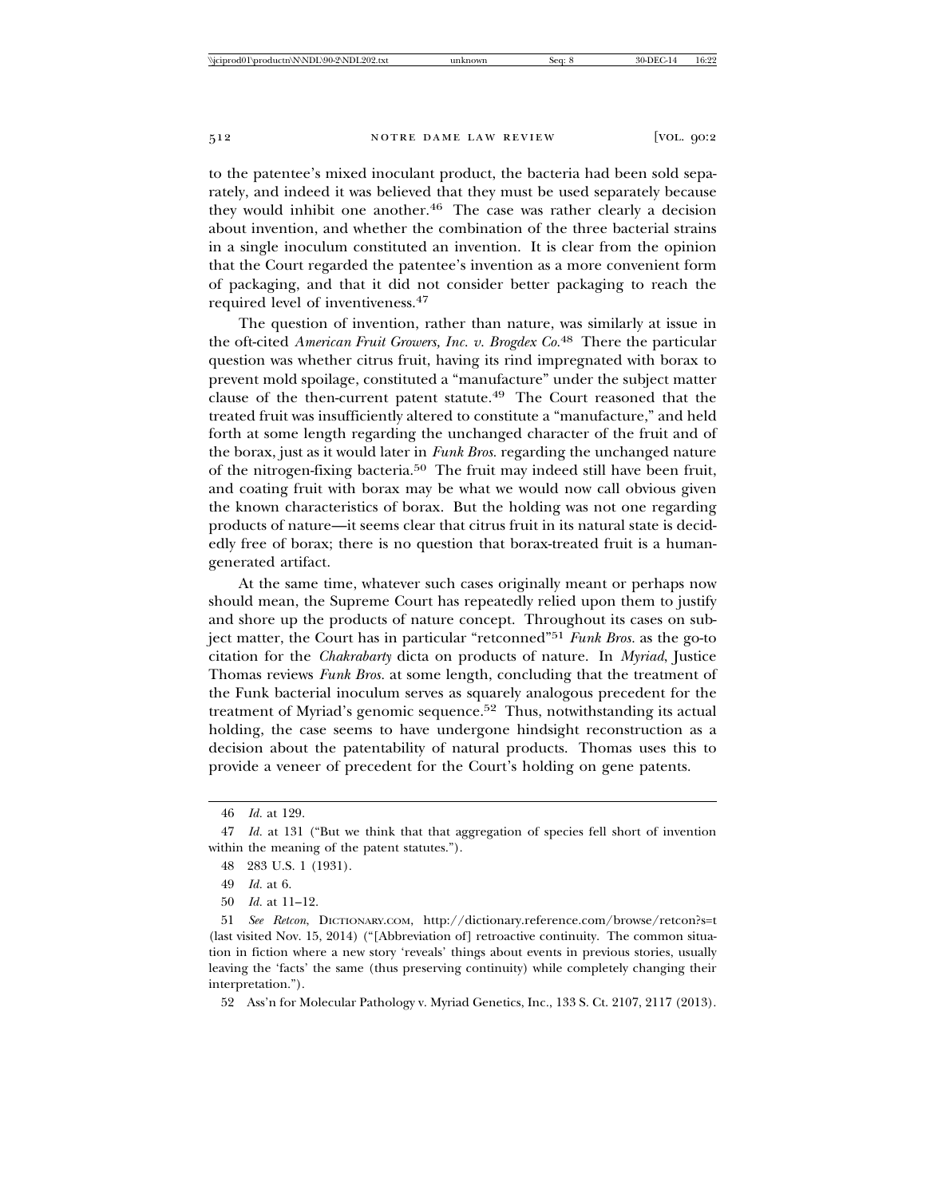to the patentee's mixed inoculant product, the bacteria had been sold separately, and indeed it was believed that they must be used separately because they would inhibit one another.[46] The case was rather clearly a decision about invention, and whether the combination of the three bacterial strains in a single inoculum constituted an invention. It is clear from the opinion that the Court regarded the patentee's invention as a more convenient form of packaging, and that it did not consider better packaging to reach the required level of inventiveness.[47]

The question of invention, rather than nature, was similarly at issue in the oft-cited *American Fruit Growers, Inc. v. Brogdex Co.*[48] There the particular question was whether citrus fruit, having its rind impregnated with borax to prevent mold spoilage, constituted a "manufacture" under the subject matter clause of the then-current patent statute.[49] The Court reasoned that the treated fruit was insufficiently altered to constitute a "manufacture," and held forth at some length regarding the unchanged character of the fruit and of the borax, just as it would later in *Funk Bros.* regarding the unchanged nature of the nitrogen-fixing bacteria.[50] The fruit may indeed still have been fruit, and coating fruit with borax may be what we would now call obvious given the known characteristics of borax. But the holding was not one regarding products of nature—it seems clear that citrus fruit in its natural state is decidedly free of borax; there is no question that borax-treated fruit is a human-generated artifact.

At the same time, whatever such cases originally meant or perhaps now should mean, the Supreme Court has repeatedly relied upon them to justify and shore up the products of nature concept. Throughout its cases on subject matter, the Court has in particular "retconned"[51] *Funk Bros.* as the go-to citation for the *Chakrabarty* dicta on products of nature. In *Myriad*, Justice Thomas reviews *Funk Bros.* at some length, concluding that the treatment of the Funk bacterial inoculum serves as squarely analogous precedent for the treatment of Myriad's genomic sequence.[52] Thus, notwithstanding its actual holding, the case seems to have undergone hindsight reconstruction as a decision about the patentability of natural products. Thomas uses this to provide a veneer of precedent for the Court's holding on gene patents.

---

46 *Id.* at 129.

47 *Id.* at 131 ("But we think that that aggregation of species fell short of invention within the meaning of the patent statutes.").

48 283 U.S. 1 (1931).

49 *Id.* at 6.

50 *Id.* at 11–12.

51 *See Retcon*, DICTIONARY.COM, http://dictionary.reference.com/browse/retcon?s=t (last visited Nov. 15, 2014) ("[Abbreviation of] retroactive continuity. The common situation in fiction where a new story 'reveals' things about events in previous stories, usually leaving the 'facts' the same (thus preserving continuity) while completely changing their interpretation.").

52 Ass'n for Molecular Pathology v. Myriad Genetics, Inc., 133 S. Ct. 2107, 2117 (2013).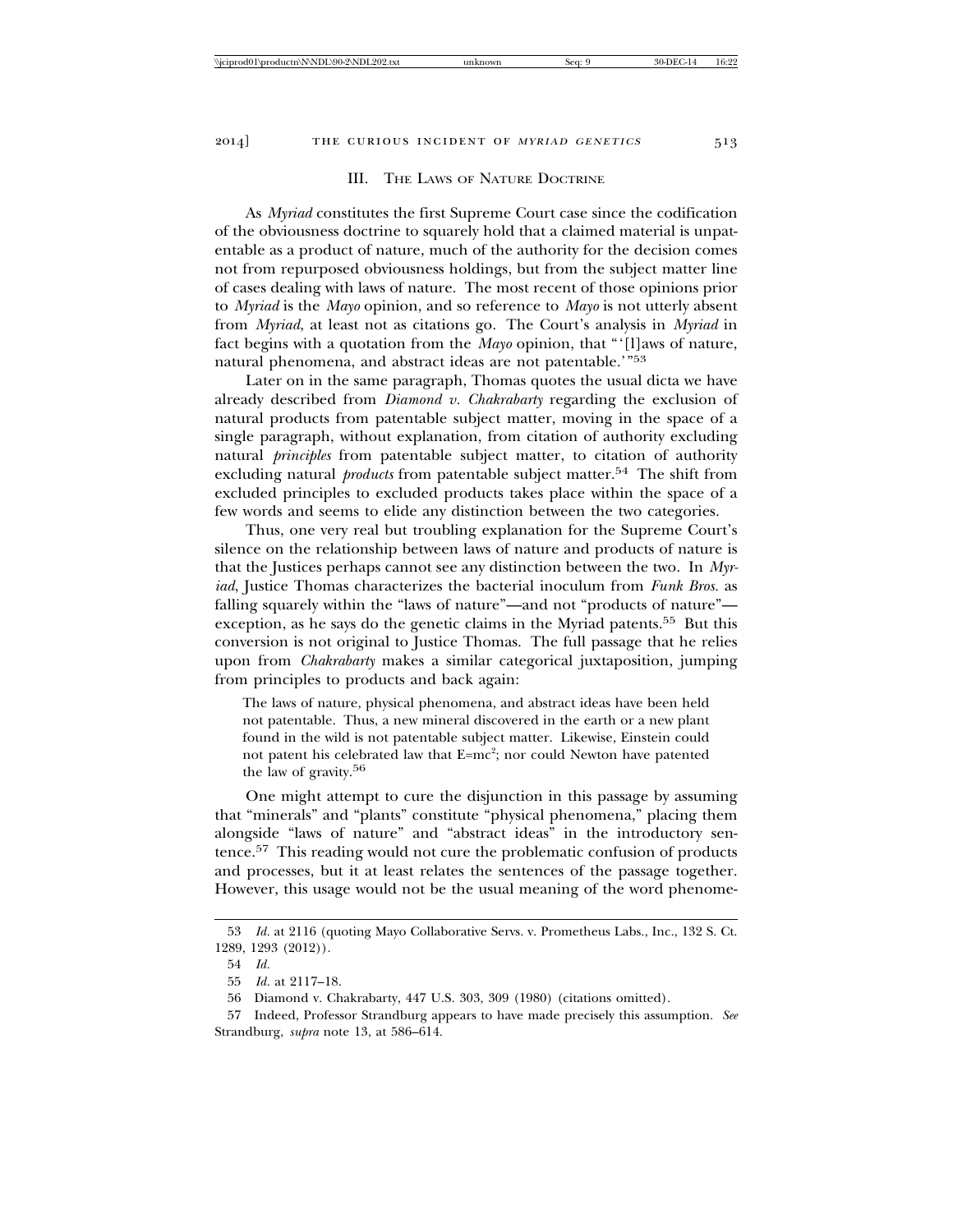## III. The Laws of Nature Doctrine

As *Myriad* constitutes the first Supreme Court case since the codification of the obviousness doctrine to squarely hold that a claimed material is unpatentable as a product of nature, much of the authority for the decision comes not from repurposed obviousness holdings, but from the subject matter line of cases dealing with laws of nature. The most recent of those opinions prior to *Myriad* is the *Mayo* opinion, and so reference to *Mayo* is not utterly absent from *Myriad*, at least not as citations go. The Court's analysis in *Myriad* in fact begins with a quotation from the *Mayo* opinion, that "'[l]aws of nature, natural phenomena, and abstract ideas are not patentable.'"[53]

Later on in the same paragraph, Thomas quotes the usual dicta we have already described from *Diamond v. Chakrabarty* regarding the exclusion of natural products from patentable subject matter, moving in the space of a single paragraph, without explanation, from citation of authority excluding natural *principles* from patentable subject matter, to citation of authority excluding natural *products* from patentable subject matter.[54] The shift from excluded principles to excluded products takes place within the space of a few words and seems to elide any distinction between the two categories.

Thus, one very real but troubling explanation for the Supreme Court's silence on the relationship between laws of nature and products of nature is that the Justices perhaps cannot see any distinction between the two. In *Myriad*, Justice Thomas characterizes the bacterial inoculum from *Funk Bros.* as falling squarely within the "laws of nature"—and not "products of nature"—exception, as he says do the genetic claims in the Myriad patents.[55] But this conversion is not original to Justice Thomas. The full passage that he relies upon from *Chakrabarty* makes a similar categorical juxtaposition, jumping from principles to products and back again:

> The laws of nature, physical phenomena, and abstract ideas have been held not patentable. Thus, a new mineral discovered in the earth or a new plant found in the wild is not patentable subject matter. Likewise, Einstein could not patent his celebrated law that $E=mc^2$; nor could Newton have patented the law of gravity.[56]

One might attempt to cure the disjunction in this passage by assuming that "minerals" and "plants" constitute "physical phenomena," placing them alongside "laws of nature" and "abstract ideas" in the introductory sentence.[57] This reading would not cure the problematic confusion of products and processes, but it at least relates the sentences of the passage together. However, this usage would not be the usual meaning of the word phenome-

---

53 *Id.* at 2116 (quoting Mayo Collaborative Servs. v. Prometheus Labs., Inc., 132 S. Ct. 1289, 1293 (2012)).

54 *Id.*

55 *Id.* at 2117–18.

56 Diamond v. Chakrabarty, 447 U.S. 303, 309 (1980) (citations omitted).

57 Indeed, Professor Strandburg appears to have made precisely this assumption. *See* Strandburg, *supra* note 13, at 586–614.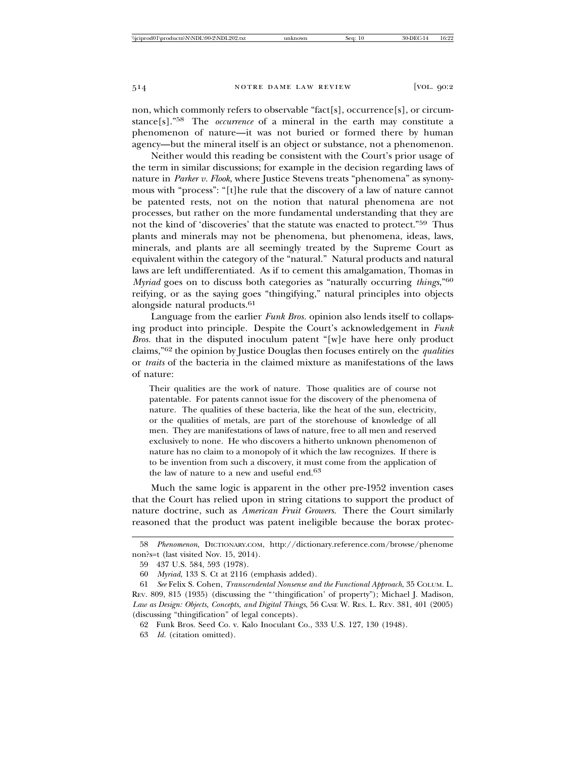non, which commonly refers to observable "fact[s], occurrence[s], or circumstance[s]."[58] The *occurrence* of a mineral in the earth may constitute a phenomenon of nature—it was not buried or formed there by human agency—but the mineral itself is an object or substance, not a phenomenon.

Neither would this reading be consistent with the Court's prior usage of the term in similar discussions; for example in the decision regarding laws of nature in *Parker v. Flook*, where Justice Stevens treats "phenomena" as synonymous with "process": "[t]he rule that the discovery of a law of nature cannot be patented rests, not on the notion that natural phenomena are not processes, but rather on the more fundamental understanding that they are not the kind of 'discoveries' that the statute was enacted to protect."[59] Thus plants and minerals may not be phenomena, but phenomena, ideas, laws, minerals, and plants are all seemingly treated by the Supreme Court as equivalent within the category of the "natural." Natural products and natural laws are left undifferentiated. As if to cement this amalgamation, Thomas in *Myriad* goes on to discuss both categories as "naturally occurring *things*,"[60] reifying, or as the saying goes "thingifying," natural principles into objects alongside natural products.[61]

Language from the earlier *Funk Bros.* opinion also lends itself to collapsing product into principle. Despite the Court's acknowledgement in *Funk Bros.* that in the disputed inoculum patent "[w]e have here only product claims,"[62] the opinion by Justice Douglas then focuses entirely on the *qualities* or *traits* of the bacteria in the claimed mixture as manifestations of the laws of nature:

> Their qualities are the work of nature. Those qualities are of course not patentable. For patents cannot issue for the discovery of the phenomena of nature. The qualities of these bacteria, like the heat of the sun, electricity, or the qualities of metals, are part of the storehouse of knowledge of all men. They are manifestations of laws of nature, free to all men and reserved exclusively to none. He who discovers a hitherto unknown phenomenon of nature has no claim to a monopoly of it which the law recognizes. If there is to be invention from such a discovery, it must come from the application of the law of nature to a new and useful end.[63]

Much the same logic is apparent in the other pre-1952 invention cases that the Court has relied upon in string citations to support the product of nature doctrine, such as *American Fruit Growers*. There the Court similarly reasoned that the product was patent ineligible because the borax protec-

---

58 *Phenomenon*, DICTIONARY.COM, http://dictionary.reference.com/browse/phenomenon?s=t (last visited Nov. 15, 2014).

59 437 U.S. 584, 593 (1978).

60 *Myriad*, 133 S. Ct at 2116 (emphasis added).

61 *See* Felix S. Cohen, *Transcendental Nonsense and the Functional Approach*, 35 COLUM. L. REV. 809, 815 (1935) (discussing the "'thingification' of property"); Michael J. Madison, *Law as Design: Objects, Concepts, and Digital Things*, 56 CASE W. RES. L. REV. 381, 401 (2005) (discussing "thingification" of legal concepts).

62 Funk Bros. Seed Co. v. Kalo Inoculant Co., 333 U.S. 127, 130 (1948).

63 *Id.* (citation omitted).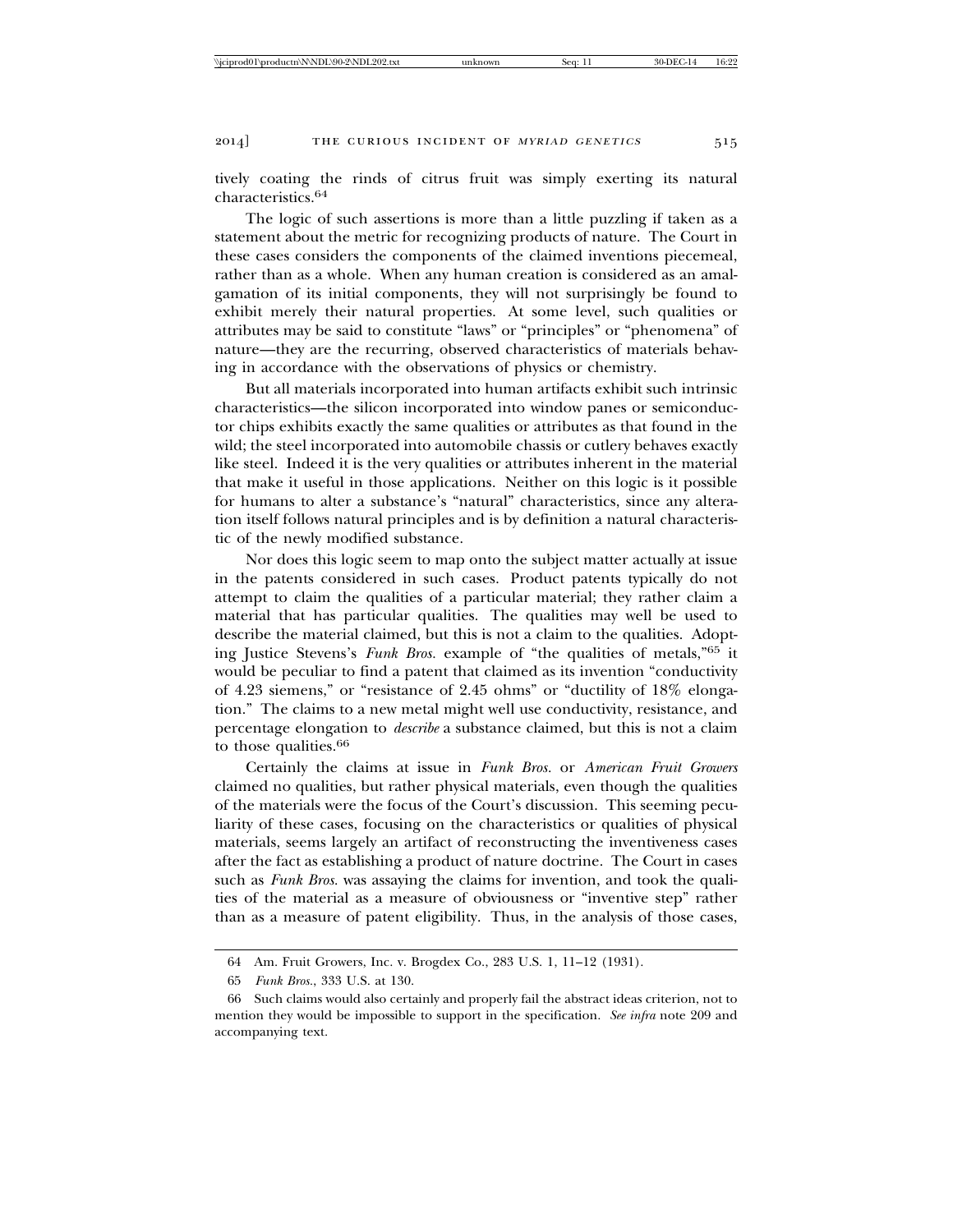tively coating the rinds of citrus fruit was simply exerting its natural characteristics.[64]

The logic of such assertions is more than a little puzzling if taken as a statement about the metric for recognizing products of nature. The Court in these cases considers the components of the claimed inventions piecemeal, rather than as a whole. When any human creation is considered as an amalgamation of its initial components, they will not surprisingly be found to exhibit merely their natural properties. At some level, such qualities or attributes may be said to constitute "laws" or "principles" or "phenomena" of nature—they are the recurring, observed characteristics of materials behaving in accordance with the observations of physics or chemistry.

But all materials incorporated into human artifacts exhibit such intrinsic characteristics—the silicon incorporated into window panes or semiconductor chips exhibits exactly the same qualities or attributes as that found in the wild; the steel incorporated into automobile chassis or cutlery behaves exactly like steel. Indeed it is the very qualities or attributes inherent in the material that make it useful in those applications. Neither on this logic is it possible for humans to alter a substance's "natural" characteristics, since any alteration itself follows natural principles and is by definition a natural characteristic of the newly modified substance.

Nor does this logic seem to map onto the subject matter actually at issue in the patents considered in such cases. Product patents typically do not attempt to claim the qualities of a particular material; they rather claim a material that has particular qualities. The qualities may well be used to describe the material claimed, but this is not a claim to the qualities. Adopting Justice Stevens's *Funk Bros.* example of "the qualities of metals,"[65] it would be peculiar to find a patent that claimed as its invention "conductivity of 4.23 siemens," or "resistance of 2.45 ohms" or "ductility of 18% elongation." The claims to a new metal might well use conductivity, resistance, and percentage elongation to *describe* a substance claimed, but this is not a claim to those qualities.[66]

Certainly the claims at issue in *Funk Bros.* or *American Fruit Growers* claimed no qualities, but rather physical materials, even though the qualities of the materials were the focus of the Court's discussion. This seeming peculiarity of these cases, focusing on the characteristics or qualities of physical materials, seems largely an artifact of reconstructing the inventiveness cases after the fact as establishing a product of nature doctrine. The Court in cases such as *Funk Bros.* was assaying the claims for invention, and took the qualities of the material as a measure of obviousness or "inventive step" rather than as a measure of patent eligibility. Thus, in the analysis of those cases,

---

64 Am. Fruit Growers, Inc. v. Brogdex Co., 283 U.S. 1, 11–12 (1931).

65 *Funk Bros.*, 333 U.S. at 130.

66 Such claims would also certainly and properly fail the abstract ideas criterion, not to mention they would be impossible to support in the specification. *See infra* note 209 and accompanying text.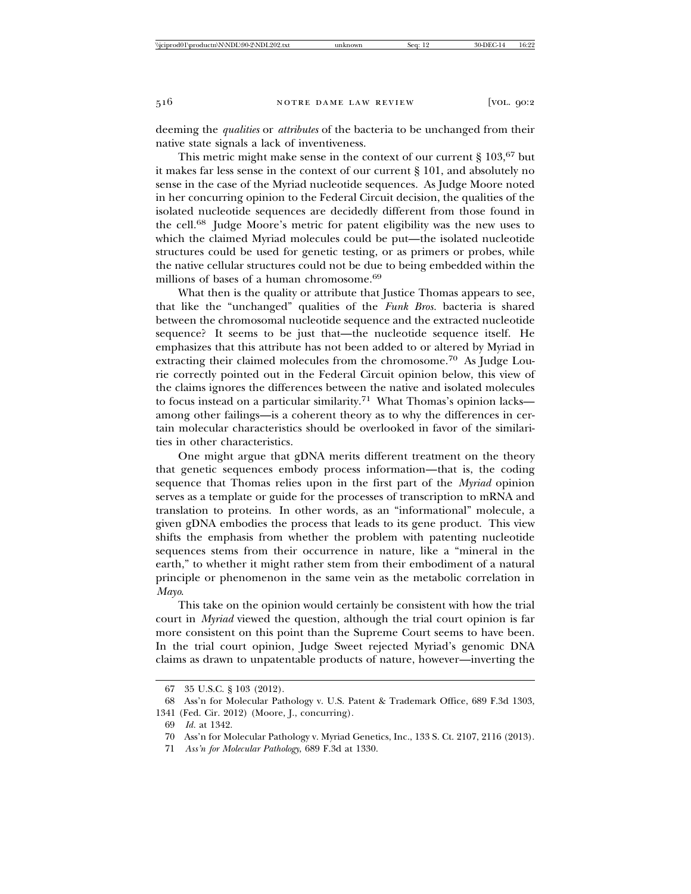deeming the *qualities* or *attributes* of the bacteria to be unchanged from their native state signals a lack of inventiveness.

This metric might make sense in the context of our current § 103,[67] but it makes far less sense in the context of our current § 101, and absolutely no sense in the case of the Myriad nucleotide sequences. As Judge Moore noted in her concurring opinion to the Federal Circuit decision, the qualities of the isolated nucleotide sequences are decidedly different from those found in the cell.[68] Judge Moore's metric for patent eligibility was the new uses to which the claimed Myriad molecules could be put—the isolated nucleotide structures could be used for genetic testing, or as primers or probes, while the native cellular structures could not be due to being embedded within the millions of bases of a human chromosome.[69]

What then is the quality or attribute that Justice Thomas appears to see, that like the "unchanged" qualities of the *Funk Bros.* bacteria is shared between the chromosomal nucleotide sequence and the extracted nucleotide sequence? It seems to be just that—the nucleotide sequence itself. He emphasizes that this attribute has not been added to or altered by Myriad in extracting their claimed molecules from the chromosome.[70] As Judge Lourie correctly pointed out in the Federal Circuit opinion below, this view of the claims ignores the differences between the native and isolated molecules to focus instead on a particular similarity.[71] What Thomas's opinion lacks—among other failings—is a coherent theory as to why the differences in certain molecular characteristics should be overlooked in favor of the similarities in other characteristics.

One might argue that gDNA merits different treatment on the theory that genetic sequences embody process information—that is, the coding sequence that Thomas relies upon in the first part of the *Myriad* opinion serves as a template or guide for the processes of transcription to mRNA and translation to proteins. In other words, as an "informational" molecule, a given gDNA embodies the process that leads to its gene product. This view shifts the emphasis from whether the problem with patenting nucleotide sequences stems from their occurrence in nature, like a "mineral in the earth," to whether it might rather stem from their embodiment of a natural principle or phenomenon in the same vein as the metabolic correlation in *Mayo*.

This take on the opinion would certainly be consistent with how the trial court in *Myriad* viewed the question, although the trial court opinion is far more consistent on this point than the Supreme Court seems to have been. In the trial court opinion, Judge Sweet rejected Myriad's genomic DNA claims as drawn to unpatentable products of nature, however—inverting the

---

67 35 U.S.C. § 103 (2012).

68 Ass'n for Molecular Pathology v. U.S. Patent & Trademark Office, 689 F.3d 1303, 1341 (Fed. Cir. 2012) (Moore, J., concurring).

69 *Id.* at 1342.

70 Ass'n for Molecular Pathology v. Myriad Genetics, Inc., 133 S. Ct. 2107, 2116 (2013).

71 *Ass'n for Molecular Pathology*, 689 F.3d at 1330.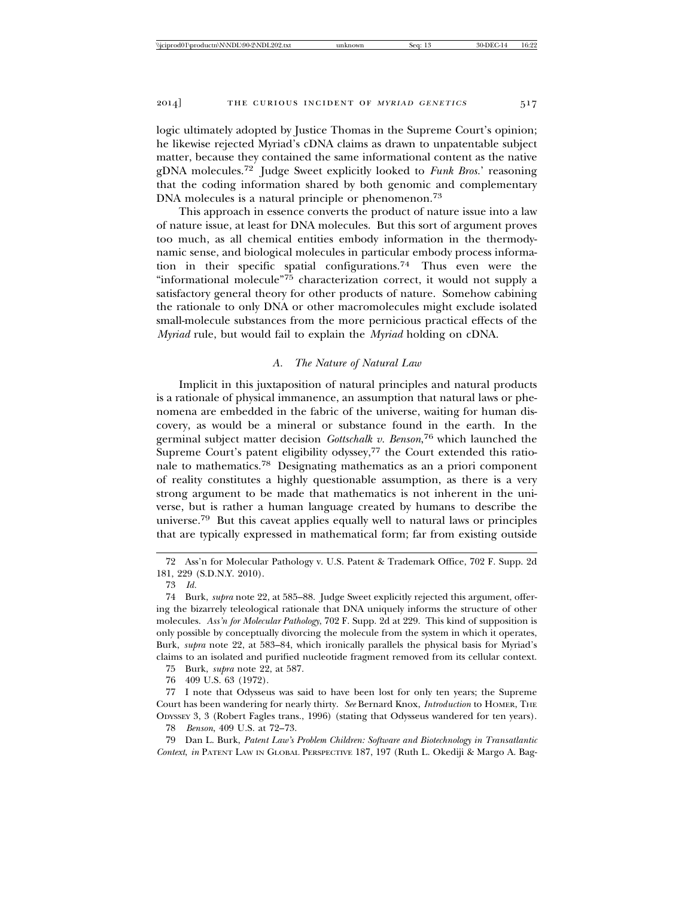logic ultimately adopted by Justice Thomas in the Supreme Court's opinion; he likewise rejected Myriad's cDNA claims as drawn to unpatentable subject matter, because they contained the same informational content as the native gDNA molecules.[72] Judge Sweet explicitly looked to *Funk Bros.*' reasoning that the coding information shared by both genomic and complementary DNA molecules is a natural principle or phenomenon.[73]

This approach in essence converts the product of nature issue into a law of nature issue, at least for DNA molecules. But this sort of argument proves too much, as all chemical entities embody information in the thermodynamic sense, and biological molecules in particular embody process information in their specific spatial configurations.[74] Thus even were the "informational molecule"[75] characterization correct, it would not supply a satisfactory general theory for other products of nature. Somehow cabining the rationale to only DNA or other macromolecules might exclude isolated small-molecule substances from the more pernicious practical effects of the *Myriad* rule, but would fail to explain the *Myriad* holding on cDNA.

### *A. The Nature of Natural Law*

Implicit in this juxtaposition of natural principles and natural products is a rationale of physical immanence, an assumption that natural laws or phenomena are embedded in the fabric of the universe, waiting for human discovery, as would be a mineral or substance found in the earth. In the germinal subject matter decision *Gottschalk v. Benson*,[76] which launched the Supreme Court's patent eligibility odyssey,[77] the Court extended this rationale to mathematics.[78] Designating mathematics as an a priori component of reality constitutes a highly questionable assumption, as there is a very strong argument to be made that mathematics is not inherent in the universe, but is rather a human language created by humans to describe the universe.[79] But this caveat applies equally well to natural laws or principles that are typically expressed in mathematical form; far from existing outside

---

72 Ass'n for Molecular Pathology v. U.S. Patent & Trademark Office, 702 F. Supp. 2d 181, 229 (S.D.N.Y. 2010).

73 *Id.*

74 Burk, *supra* note 22, at 585–88. Judge Sweet explicitly rejected this argument, offering the bizarrely teleological rationale that DNA uniquely informs the structure of other molecules. *Ass'n for Molecular Pathology*, 702 F. Supp. 2d at 229. This kind of supposition is only possible by conceptually divorcing the molecule from the system in which it operates, Burk, *supra* note 22, at 583–84, which ironically parallels the physical basis for Myriad's claims to an isolated and purified nucleotide fragment removed from its cellular context.

75 Burk, *supra* note 22, at 587.

76 409 U.S. 63 (1972).

77 I note that Odysseus was said to have been lost for only ten years; the Supreme Court has been wandering for nearly thirty. *See* Bernard Knox, *Introduction* to HOMER, THE ODYSSEY 3, 3 (Robert Fagles trans., 1996) (stating that Odysseus wandered for ten years).

78 *Benson*, 409 U.S. at 72–73.

79 Dan L. Burk, *Patent Law's Problem Children: Software and Biotechnology in Transatlantic Context*, *in* PATENT LAW IN GLOBAL PERSPECTIVE 187, 197 (Ruth L. Okediji & Margo A. Bag-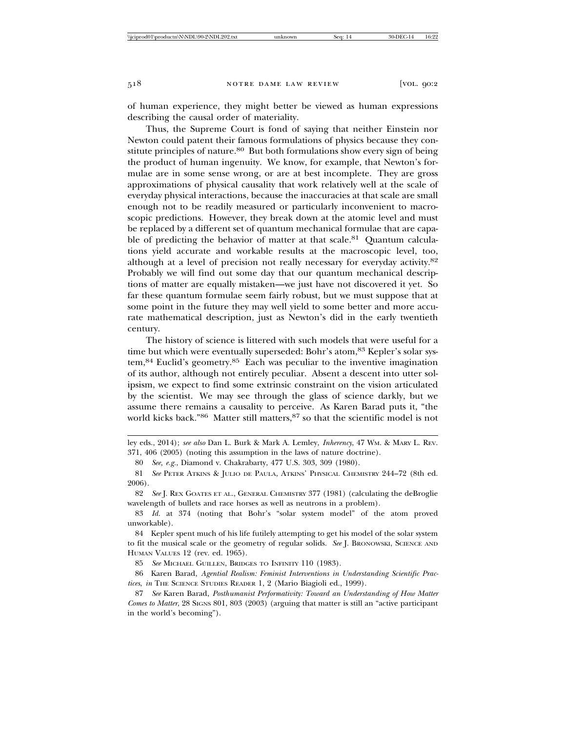of human experience, they might better be viewed as human expressions describing the causal order of materiality.

Thus, the Supreme Court is fond of saying that neither Einstein nor Newton could patent their famous formulations of physics because they constitute principles of nature.[80] But both formulations show every sign of being the product of human ingenuity. We know, for example, that Newton's formulae are in some sense wrong, or are at best incomplete. They are gross approximations of physical causality that work relatively well at the scale of everyday physical interactions, because the inaccuracies at that scale are small enough not to be readily measured or particularly inconvenient to macroscopic predictions. However, they break down at the atomic level and must be replaced by a different set of quantum mechanical formulae that are capable of predicting the behavior of matter at that scale.[81] Quantum calculations yield accurate and workable results at the macroscopic level, too, although at a level of precision not really necessary for everyday activity.[82] Probably we will find out some day that our quantum mechanical descriptions of matter are equally mistaken—we just have not discovered it yet. So far these quantum formulae seem fairly robust, but we must suppose that at some point in the future they may well yield to some better and more accurate mathematical description, just as Newton's did in the early twentieth century.

The history of science is littered with such models that were useful for a time but which were eventually superseded: Bohr's atom,[83] Kepler's solar system,[84] Euclid's geometry.[85] Each was peculiar to the inventive imagination of its author, although not entirely peculiar. Absent a descent into utter solipsism, we expect to find some extrinsic constraint on the vision articulated by the scientist. We may see through the glass of science darkly, but we assume there remains a causality to perceive. As Karen Barad puts it, "the world kicks back."[86] Matter still matters,[87] so that the scientific model is not

---

ley eds., 2014); *see also* Dan L. Burk & Mark A. Lemley, *Inherency*, 47 WM. & MARY L. REV. 371, 406 (2005) (noting this assumption in the laws of nature doctrine).

80 *See, e.g.*, Diamond v. Chakrabarty, 477 U.S. 303, 309 (1980).

81 *See* PETER ATKINS & JULIO DE PAULA, ATKINS' PHYSICAL CHEMISTRY 244–72 (8th ed. 2006).

82 *See* J. REX GOATES ET AL., GENERAL CHEMISTRY 377 (1981) (calculating the deBroglie wavelength of bullets and race horses as well as neutrons in a problem).

83 *Id.* at 374 (noting that Bohr's "solar system model" of the atom proved unworkable).

84 Kepler spent much of his life futilely attempting to get his model of the solar system to fit the musical scale or the geometry of regular solids. *See* J. BRONOWSKI, SCIENCE AND HUMAN VALUES 12 (rev. ed. 1965).

85 *See* MICHAEL GUILLEN, BRIDGES TO INFINITY 110 (1983).

86 Karen Barad, *Agential Realism: Feminist Interventions in Understanding Scientific Practices*, *in* THE SCIENCE STUDIES READER 1, 2 (Mario Biagioli ed., 1999).

87 *See* Karen Barad, *Posthumanist Performativity: Toward an Understanding of How Matter Comes to Matter*, 28 SIGNS 801, 803 (2003) (arguing that matter is still an "active participant in the world's becoming").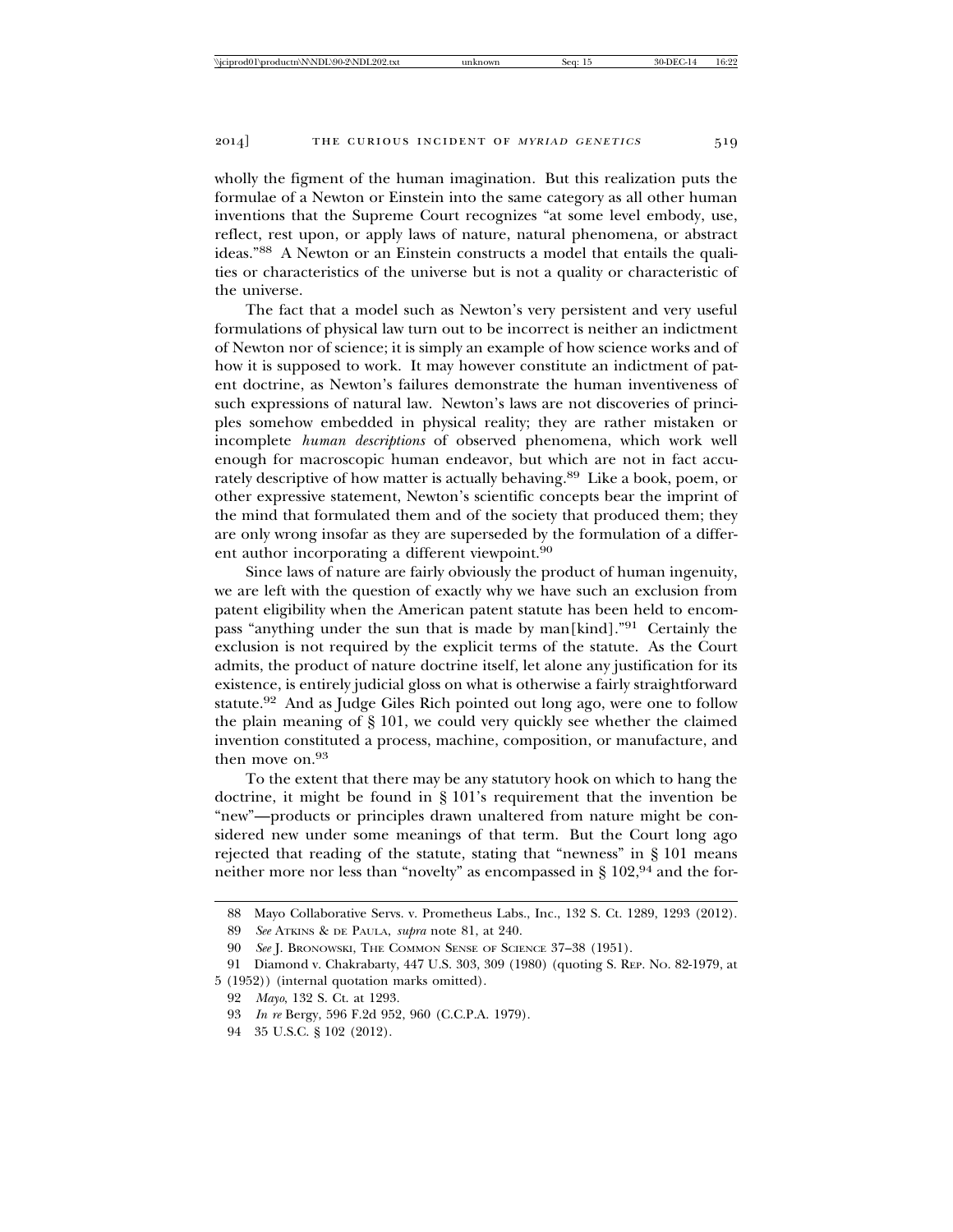wholly the figment of the human imagination. But this realization puts the formulae of a Newton or Einstein into the same category as all other human inventions that the Supreme Court recognizes "at some level embody, use, reflect, rest upon, or apply laws of nature, natural phenomena, or abstract ideas."[88] A Newton or an Einstein constructs a model that entails the qualities or characteristics of the universe but is not a quality or characteristic of the universe.

The fact that a model such as Newton's very persistent and very useful formulations of physical law turn out to be incorrect is neither an indictment of Newton nor of science; it is simply an example of how science works and of how it is supposed to work. It may however constitute an indictment of patent doctrine, as Newton's failures demonstrate the human inventiveness of such expressions of natural law. Newton's laws are not discoveries of principles somehow embedded in physical reality; they are rather mistaken or incomplete *human descriptions* of observed phenomena, which work well enough for macroscopic human endeavor, but which are not in fact accurately descriptive of how matter is actually behaving.[89] Like a book, poem, or other expressive statement, Newton's scientific concepts bear the imprint of the mind that formulated them and of the society that produced them; they are only wrong insofar as they are superseded by the formulation of a different author incorporating a different viewpoint.[90]

Since laws of nature are fairly obviously the product of human ingenuity, we are left with the question of exactly why we have such an exclusion from patent eligibility when the American patent statute has been held to encompass "anything under the sun that is made by man[kind]."[91] Certainly the exclusion is not required by the explicit terms of the statute. As the Court admits, the product of nature doctrine itself, let alone any justification for its existence, is entirely judicial gloss on what is otherwise a fairly straightforward statute.[92] And as Judge Giles Rich pointed out long ago, were one to follow the plain meaning of § 101, we could very quickly see whether the claimed invention constituted a process, machine, composition, or manufacture, and then move on.[93]

To the extent that there may be any statutory hook on which to hang the doctrine, it might be found in § 101's requirement that the invention be "new"—products or principles drawn unaltered from nature might be considered new under some meanings of that term. But the Court long ago rejected that reading of the statute, stating that "newness" in § 101 means neither more nor less than "novelty" as encompassed in § 102,[94] and the for-

---

88 Mayo Collaborative Servs. v. Prometheus Labs., Inc., 132 S. Ct. 1289, 1293 (2012).

89 *See* ATKINS & DE PAULA, *supra* note 81, at 240.

90 *See* J. BRONOWSKI, THE COMMON SENSE OF SCIENCE 37–38 (1951).

91 Diamond v. Chakrabarty, 447 U.S. 303, 309 (1980) (quoting S. REP. NO. 82-1979, at 5 (1952)) (internal quotation marks omitted).

92 *Mayo*, 132 S. Ct. at 1293.

93 *In re* Bergy, 596 F.2d 952, 960 (C.C.P.A. 1979).

94 35 U.S.C. § 102 (2012).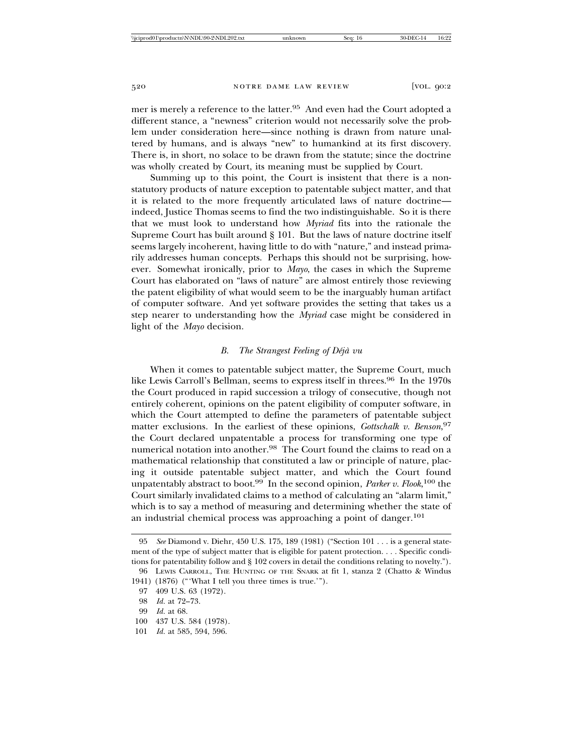mer is merely a reference to the latter.[95] And even had the Court adopted a different stance, a "newness" criterion would not necessarily solve the problem under consideration here—since nothing is drawn from nature unaltered by humans, and is always "new" to humankind at its first discovery. There is, in short, no solace to be drawn from the statute; since the doctrine was wholly created by Court, its meaning must be supplied by Court.

Summing up to this point, the Court is insistent that there is a non-statutory products of nature exception to patentable subject matter, and that it is related to the more frequently articulated laws of nature doctrine—indeed, Justice Thomas seems to find the two indistinguishable. So it is there that we must look to understand how *Myriad* fits into the rationale the Supreme Court has built around § 101. But the laws of nature doctrine itself seems largely incoherent, having little to do with "nature," and instead primarily addresses human concepts. Perhaps this should not be surprising, however. Somewhat ironically, prior to *Mayo*, the cases in which the Supreme Court has elaborated on "laws of nature" are almost entirely those reviewing the patent eligibility of what would seem to be the inarguably human artifact of computer software. And yet software provides the setting that takes us a step nearer to understanding how the *Myriad* case might be considered in light of the *Mayo* decision.

### *B. The Strangest Feeling of Déjà vu*

When it comes to patentable subject matter, the Supreme Court, much like Lewis Carroll's Bellman, seems to express itself in threes.[96] In the 1970s the Court produced in rapid succession a trilogy of consecutive, though not entirely coherent, opinions on the patent eligibility of computer software, in which the Court attempted to define the parameters of patentable subject matter exclusions. In the earliest of these opinions, *Gottschalk v. Benson*,[97] the Court declared unpatentable a process for transforming one type of numerical notation into another.[98] The Court found the claims to read on a mathematical relationship that constituted a law or principle of nature, placing it outside patentable subject matter, and which the Court found unpatentably abstract to boot.[99] In the second opinion, *Parker v. Flook*,[100] the Court similarly invalidated claims to a method of calculating an "alarm limit," which is to say a method of measuring and determining whether the state of an industrial chemical process was approaching a point of danger.[101]

---

95 *See* Diamond v. Diehr, 450 U.S. 175, 189 (1981) ("Section 101 . . . is a general statement of the type of subject matter that is eligible for patent protection. . . . Specific conditions for patentability follow and § 102 covers in detail the conditions relating to novelty.").

96 LEWIS CARROLL, THE HUNTING OF THE SNARK at fit 1, stanza 2 (Chatto & Windus 1941) (1876) ("'What I tell you three times is true.'").

97 409 U.S. 63 (1972).

98 *Id.* at 72–73.

99 *Id.* at 68.

100 437 U.S. 584 (1978).

101 *Id.* at 585, 594, 596.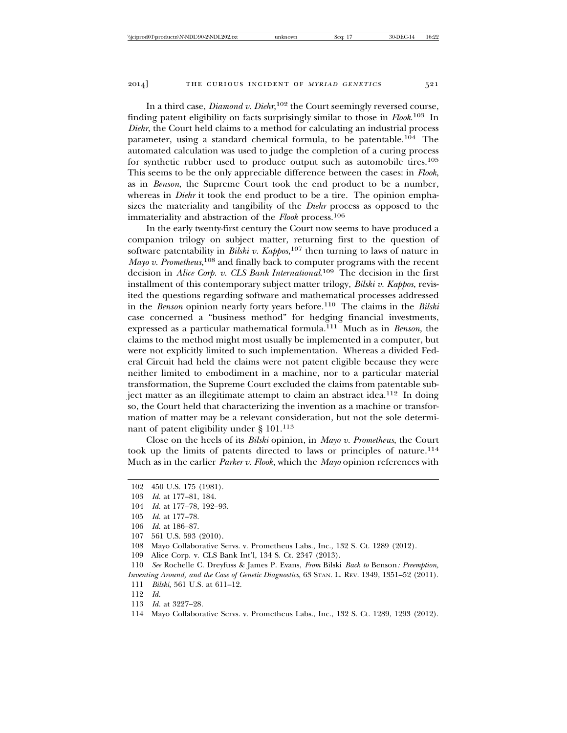In a third case, *Diamond v. Diehr*,[102] the Court seemingly reversed course, finding patent eligibility on facts surprisingly similar to those in *Flook*.[103] In *Diehr*, the Court held claims to a method for calculating an industrial process parameter, using a standard chemical formula, to be patentable.[104] The automated calculation was used to judge the completion of a curing process for synthetic rubber used to produce output such as automobile tires.[105] This seems to be the only appreciable difference between the cases: in *Flook*, as in *Benson*, the Supreme Court took the end product to be a number, whereas in *Diehr* it took the end product to be a tire. The opinion emphasizes the materiality and tangibility of the *Diehr* process as opposed to the immateriality and abstraction of the *Flook* process.[106]

In the early twenty-first century the Court now seems to have produced a companion trilogy on subject matter, returning first to the question of software patentability in *Bilski v. Kappos*,[107] then turning to laws of nature in *Mayo v. Prometheus*,[108] and finally back to computer programs with the recent decision in *Alice Corp. v. CLS Bank International*.[109] The decision in the first installment of this contemporary subject matter trilogy, *Bilski v. Kappos*, revisited the questions regarding software and mathematical processes addressed in the *Benson* opinion nearly forty years before.[110] The claims in the *Bilski* case concerned a "business method" for hedging financial investments, expressed as a particular mathematical formula.[111] Much as in *Benson*, the claims to the method might most usually be implemented in a computer, but were not explicitly limited to such implementation. Whereas a divided Federal Circuit had held the claims were not patent eligible because they were neither limited to embodiment in a machine, nor to a particular material transformation, the Supreme Court excluded the claims from patentable subject matter as an illegitimate attempt to claim an abstract idea.[112] In doing so, the Court held that characterizing the invention as a machine or transformation of matter may be a relevant consideration, but not the sole determinant of patent eligibility under § 101.[113]

Close on the heels of its *Bilski* opinion, in *Mayo v. Prometheus*, the Court took up the limits of patents directed to laws or principles of nature.[114] Much as in the earlier *Parker v. Flook*, which the *Mayo* opinion references with

---

102 450 U.S. 175 (1981).

103 *Id.* at 177–81, 184.

104 *Id.* at 177–78, 192–93.

105 *Id.* at 177–78.

106 *Id.* at 186–87.

107 561 U.S. 593 (2010).

108 Mayo Collaborative Servs. v. Prometheus Labs., Inc., 132 S. Ct. 1289 (2012).

109 Alice Corp. v. CLS Bank Int'l, 134 S. Ct. 2347 (2013).

110 *See* Rochelle C. Dreyfuss & James P. Evans, *From* Bilski *Back to* Benson*: Preemption, Inventing Around, and the Case of Genetic Diagnostics*, 63 STAN. L. REV. 1349, 1351–52 (2011).

111 *Bilski*, 561 U.S. at 611–12.

112 *Id.*

113 *Id.* at 3227–28.

114 Mayo Collaborative Servs. v. Prometheus Labs., Inc., 132 S. Ct. 1289, 1293 (2012).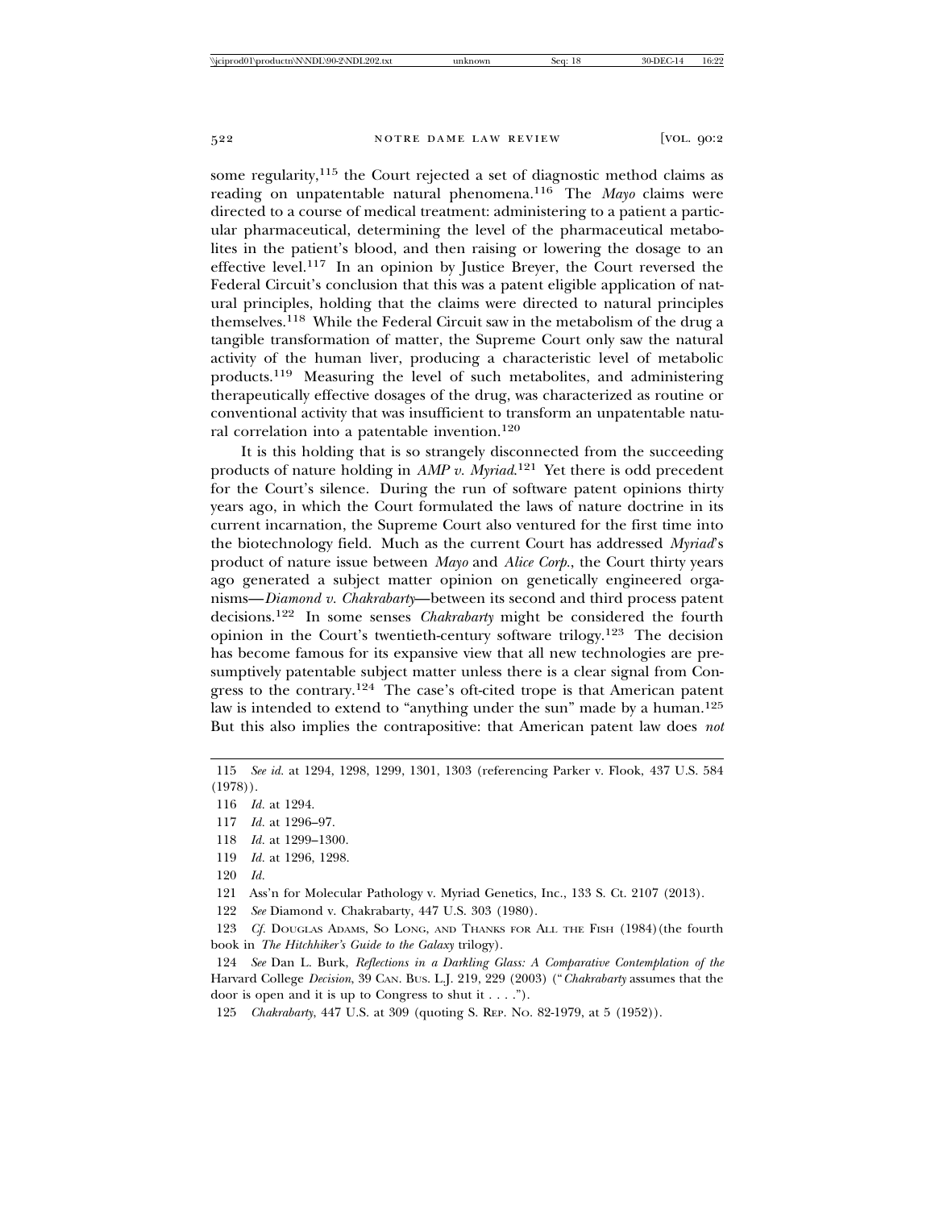some regularity,[115] the Court rejected a set of diagnostic method claims as reading on unpatentable natural phenomena.[116] The *Mayo* claims were directed to a course of medical treatment: administering to a patient a particular pharmaceutical, determining the level of the pharmaceutical metabolites in the patient's blood, and then raising or lowering the dosage to an effective level.[117] In an opinion by Justice Breyer, the Court reversed the Federal Circuit's conclusion that this was a patent eligible application of natural principles, holding that the claims were directed to natural principles themselves.[118] While the Federal Circuit saw in the metabolism of the drug a tangible transformation of matter, the Supreme Court only saw the natural activity of the human liver, producing a characteristic level of metabolic products.[119] Measuring the level of such metabolites, and administering therapeutically effective dosages of the drug, was characterized as routine or conventional activity that was insufficient to transform an unpatentable natural correlation into a patentable invention.[120]

It is this holding that is so strangely disconnected from the succeeding products of nature holding in *AMP v. Myriad*.[121] Yet there is odd precedent for the Court's silence. During the run of software patent opinions thirty years ago, in which the Court formulated the laws of nature doctrine in its current incarnation, the Supreme Court also ventured for the first time into the biotechnology field. Much as the current Court has addressed *Myriad*'s product of nature issue between *Mayo* and *Alice Corp.*, the Court thirty years ago generated a subject matter opinion on genetically engineered organisms—*Diamond v. Chakrabarty*—between its second and third process patent decisions.[122] In some senses *Chakrabarty* might be considered the fourth opinion in the Court's twentieth-century software trilogy.[123] The decision has become famous for its expansive view that all new technologies are presumptively patentable subject matter unless there is a clear signal from Congress to the contrary.[124] The case's oft-cited trope is that American patent law is intended to extend to "anything under the sun" made by a human.[125] But this also implies the contrapositive: that American patent law does *not*

---

115 *See id.* at 1294, 1298, 1299, 1301, 1303 (referencing Parker v. Flook, 437 U.S. 584 (1978)).

116 *Id.* at 1294.

117 *Id.* at 1296–97.

118 *Id.* at 1299–1300.

119 *Id.* at 1296, 1298.

120 *Id.*

121 Ass'n for Molecular Pathology v. Myriad Genetics, Inc., 133 S. Ct. 2107 (2013).

122 *See* Diamond v. Chakrabarty, 447 U.S. 303 (1980).

123 *Cf.* DOUGLAS ADAMS, SO LONG, AND THANKS FOR ALL THE FISH (1984)(the fourth book in *The Hitchhiker's Guide to the Galaxy* trilogy).

124 *See* Dan L. Burk, *Reflections in a Darkling Glass: A Comparative Contemplation of the* Harvard College *Decision*, 39 CAN. BUS. L.J. 219, 229 (2003) ("*Chakrabarty* assumes that the door is open and it is up to Congress to shut it . . . .").

125 *Chakrabarty*, 447 U.S. at 309 (quoting S. REP. NO. 82-1979, at 5 (1952)).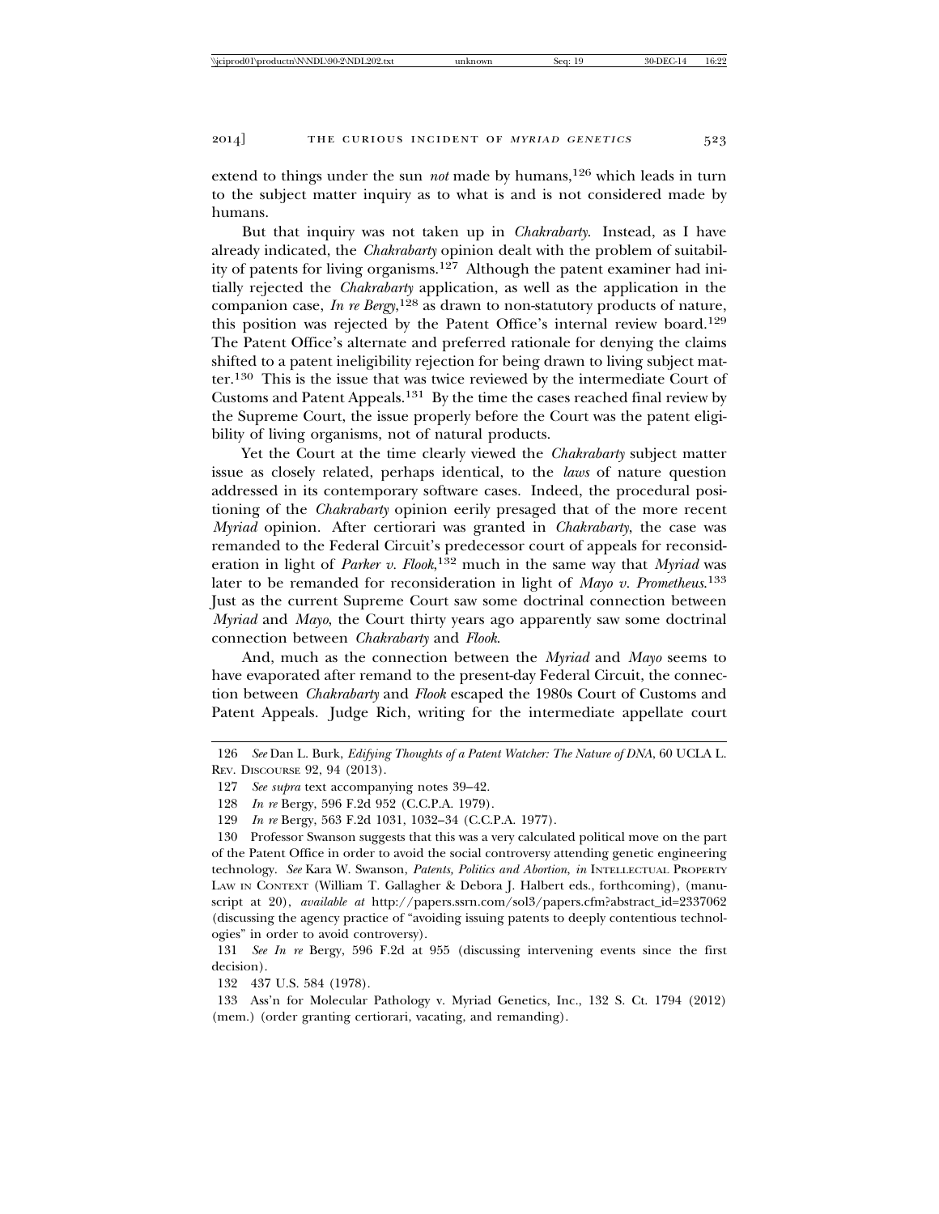extend to things under the sun *not* made by humans,[126] which leads in turn to the subject matter inquiry as to what is and is not considered made by humans.

But that inquiry was not taken up in *Chakrabarty*. Instead, as I have already indicated, the *Chakrabarty* opinion dealt with the problem of suitability of patents for living organisms.[127] Although the patent examiner had initially rejected the *Chakrabarty* application, as well as the application in the companion case, *In re Bergy*,[128] as drawn to non-statutory products of nature, this position was rejected by the Patent Office's internal review board.[129] The Patent Office's alternate and preferred rationale for denying the claims shifted to a patent ineligibility rejection for being drawn to living subject matter.[130] This is the issue that was twice reviewed by the intermediate Court of Customs and Patent Appeals.[131] By the time the cases reached final review by the Supreme Court, the issue properly before the Court was the patent eligibility of living organisms, not of natural products.

Yet the Court at the time clearly viewed the *Chakrabarty* subject matter issue as closely related, perhaps identical, to the *laws* of nature question addressed in its contemporary software cases. Indeed, the procedural positioning of the *Chakrabarty* opinion eerily presaged that of the more recent *Myriad* opinion. After certiorari was granted in *Chakrabarty*, the case was remanded to the Federal Circuit's predecessor court of appeals for reconsideration in light of *Parker v. Flook*,[132] much in the same way that *Myriad* was later to be remanded for reconsideration in light of *Mayo v. Prometheus*.[133] Just as the current Supreme Court saw some doctrinal connection between *Myriad* and *Mayo*, the Court thirty years ago apparently saw some doctrinal connection between *Chakrabarty* and *Flook*.

And, much as the connection between the *Myriad* and *Mayo* seems to have evaporated after remand to the present-day Federal Circuit, the connection between *Chakrabarty* and *Flook* escaped the 1980s Court of Customs and Patent Appeals. Judge Rich, writing for the intermediate appellate court

---

126 *See* Dan L. Burk, *Edifying Thoughts of a Patent Watcher: The Nature of DNA*, 60 UCLA L. REV. DISCOURSE 92, 94 (2013).

127 *See supra* text accompanying notes 39–42.

128 *In re* Bergy, 596 F.2d 952 (C.C.P.A. 1979).

129 *In re* Bergy, 563 F.2d 1031, 1032–34 (C.C.P.A. 1977).

130 Professor Swanson suggests that this was a very calculated political move on the part of the Patent Office in order to avoid the social controversy attending genetic engineering technology. *See* Kara W. Swanson, *Patents, Politics and Abortion*, *in* INTELLECTUAL PROPERTY LAW IN CONTEXT (William T. Gallagher & Debora J. Halbert eds., forthcoming), (manuscript at 20), *available at* http://papers.ssrn.com/sol3/papers.cfm?abstract_id=2337062 (discussing the agency practice of "avoiding issuing patents to deeply contentious technologies" in order to avoid controversy).

131 *See In re* Bergy, 596 F.2d at 955 (discussing intervening events since the first decision).

132 437 U.S. 584 (1978).

133 Ass'n for Molecular Pathology v. Myriad Genetics, Inc., 132 S. Ct. 1794 (2012) (mem.) (order granting certiorari, vacating, and remanding).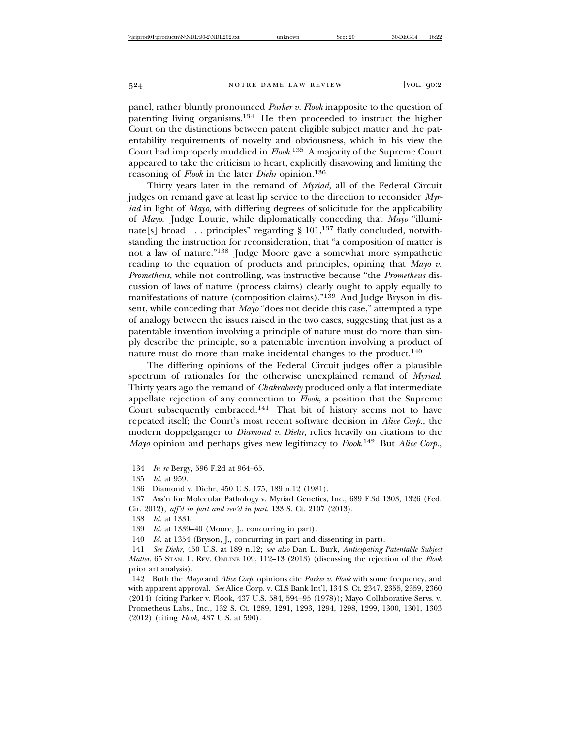panel, rather bluntly pronounced *Parker v. Flook* inapposite to the question of patenting living organisms.[134] He then proceeded to instruct the higher Court on the distinctions between patent eligible subject matter and the patentability requirements of novelty and obviousness, which in his view the Court had improperly muddied in *Flook*.[135] A majority of the Supreme Court appeared to take the criticism to heart, explicitly disavowing and limiting the reasoning of *Flook* in the later *Diehr* opinion.[136]

Thirty years later in the remand of *Myriad*, all of the Federal Circuit judges on remand gave at least lip service to the direction to reconsider *Myriad* in light of *Mayo*, with differing degrees of solicitude for the applicability of *Mayo*. Judge Lourie, while diplomatically conceding that *Mayo* "illuminate[s] broad . . . principles" regarding § 101,[137] flatly concluded, notwithstanding the instruction for reconsideration, that "a composition of matter is not a law of nature."[138] Judge Moore gave a somewhat more sympathetic reading to the equation of products and principles, opining that *Mayo v. Prometheus*, while not controlling, was instructive because "the *Prometheus* discussion of laws of nature (process claims) clearly ought to apply equally to manifestations of nature (composition claims)."[139] And Judge Bryson in dissent, while conceding that *Mayo* "does not decide this case," attempted a type of analogy between the issues raised in the two cases, suggesting that just as a patentable invention involving a principle of nature must do more than simply describe the principle, so a patentable invention involving a product of nature must do more than make incidental changes to the product.[140]

The differing opinions of the Federal Circuit judges offer a plausible spectrum of rationales for the otherwise unexplained remand of *Myriad*. Thirty years ago the remand of *Chakrabarty* produced only a flat intermediate appellate rejection of any connection to *Flook*, a position that the Supreme Court subsequently embraced.[141] That bit of history seems not to have repeated itself; the Court's most recent software decision in *Alice Corp.*, the modern doppelganger to *Diamond v. Diehr*, relies heavily on citations to the *Mayo* opinion and perhaps gives new legitimacy to *Flook*.[142] But *Alice Corp.*,

---

134 *In re* Bergy, 596 F.2d at 964–65.

135 *Id.* at 959.

136 Diamond v. Diehr, 450 U.S. 175, 189 n.12 (1981).

137 Ass'n for Molecular Pathology v. Myriad Genetics, Inc., 689 F.3d 1303, 1326 (Fed. Cir. 2012), *aff'd in part and rev'd in part*, 133 S. Ct. 2107 (2013).

138 *Id.* at 1331.

139 *Id.* at 1339–40 (Moore, J., concurring in part).

140 *Id.* at 1354 (Bryson, J., concurring in part and dissenting in part).

141 *See Diehr*, 450 U.S. at 189 n.12; *see also* Dan L. Burk, *Anticipating Patentable Subject Matter*, 65 STAN. L. REV. ONLINE 109, 112–13 (2013) (discussing the rejection of the *Flook* prior art analysis).

142 Both the *Mayo* and *Alice Corp.* opinions cite *Parker v. Flook* with some frequency, and with apparent approval. *See* Alice Corp. v. CLS Bank Int'l, 134 S. Ct. 2347, 2355, 2359, 2360 (2014) (citing Parker v. Flook, 437 U.S. 584, 594–95 (1978)); Mayo Collaborative Servs. v. Prometheus Labs., Inc., 132 S. Ct. 1289, 1291, 1293, 1294, 1298, 1299, 1300, 1301, 1303 (2012) (citing *Flook*, 437 U.S. at 590).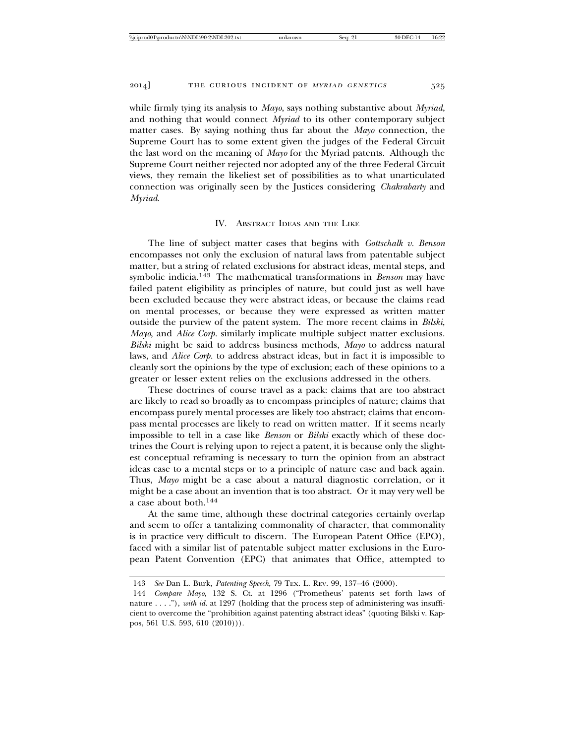while firmly tying its analysis to *Mayo*, says nothing substantive about *Myriad*, and nothing that would connect *Myriad* to its other contemporary subject matter cases. By saying nothing thus far about the *Mayo* connection, the Supreme Court has to some extent given the judges of the Federal Circuit the last word on the meaning of *Mayo* for the Myriad patents. Although the Supreme Court neither rejected nor adopted any of the three Federal Circuit views, they remain the likeliest set of possibilities as to what unarticulated connection was originally seen by the Justices considering *Chakrabarty* and *Myriad*.

## IV. Abstract Ideas and the Like

The line of subject matter cases that begins with *Gottschalk v. Benson* encompasses not only the exclusion of natural laws from patentable subject matter, but a string of related exclusions for abstract ideas, mental steps, and symbolic indicia.[143] The mathematical transformations in *Benson* may have failed patent eligibility as principles of nature, but could just as well have been excluded because they were abstract ideas, or because the claims read on mental processes, or because they were expressed as written matter outside the purview of the patent system. The more recent claims in *Bilski*, *Mayo*, and *Alice Corp.* similarly implicate multiple subject matter exclusions. *Bilski* might be said to address business methods, *Mayo* to address natural laws, and *Alice Corp.* to address abstract ideas, but in fact it is impossible to cleanly sort the opinions by the type of exclusion; each of these opinions to a greater or lesser extent relies on the exclusions addressed in the others.

These doctrines of course travel as a pack: claims that are too abstract are likely to read so broadly as to encompass principles of nature; claims that encompass purely mental processes are likely too abstract; claims that encompass mental processes are likely to read on written matter. If it seems nearly impossible to tell in a case like *Benson* or *Bilski* exactly which of these doctrines the Court is relying upon to reject a patent, it is because only the slightest conceptual reframing is necessary to turn the opinion from an abstract ideas case to a mental steps or to a principle of nature case and back again. Thus, *Mayo* might be a case about a natural diagnostic correlation, or it might be a case about an invention that is too abstract. Or it may very well be a case about both.[144]

At the same time, although these doctrinal categories certainly overlap and seem to offer a tantalizing commonality of character, that commonality is in practice very difficult to discern. The European Patent Office (EPO), faced with a similar list of patentable subject matter exclusions in the European Patent Convention (EPC) that animates that Office, attempted to

---

143 *See* Dan L. Burk, *Patenting Speech*, 79 Tex. L. Rev. 99, 137–46 (2000).

144 *Compare Mayo*, 132 S. Ct. at 1296 ("Prometheus' patents set forth laws of nature . . . ."), *with id.* at 1297 (holding that the process step of administering was insufficient to overcome the "prohibition against patenting abstract ideas" (quoting Bilski v. Kappos, 561 U.S. 593, 610 (2010))).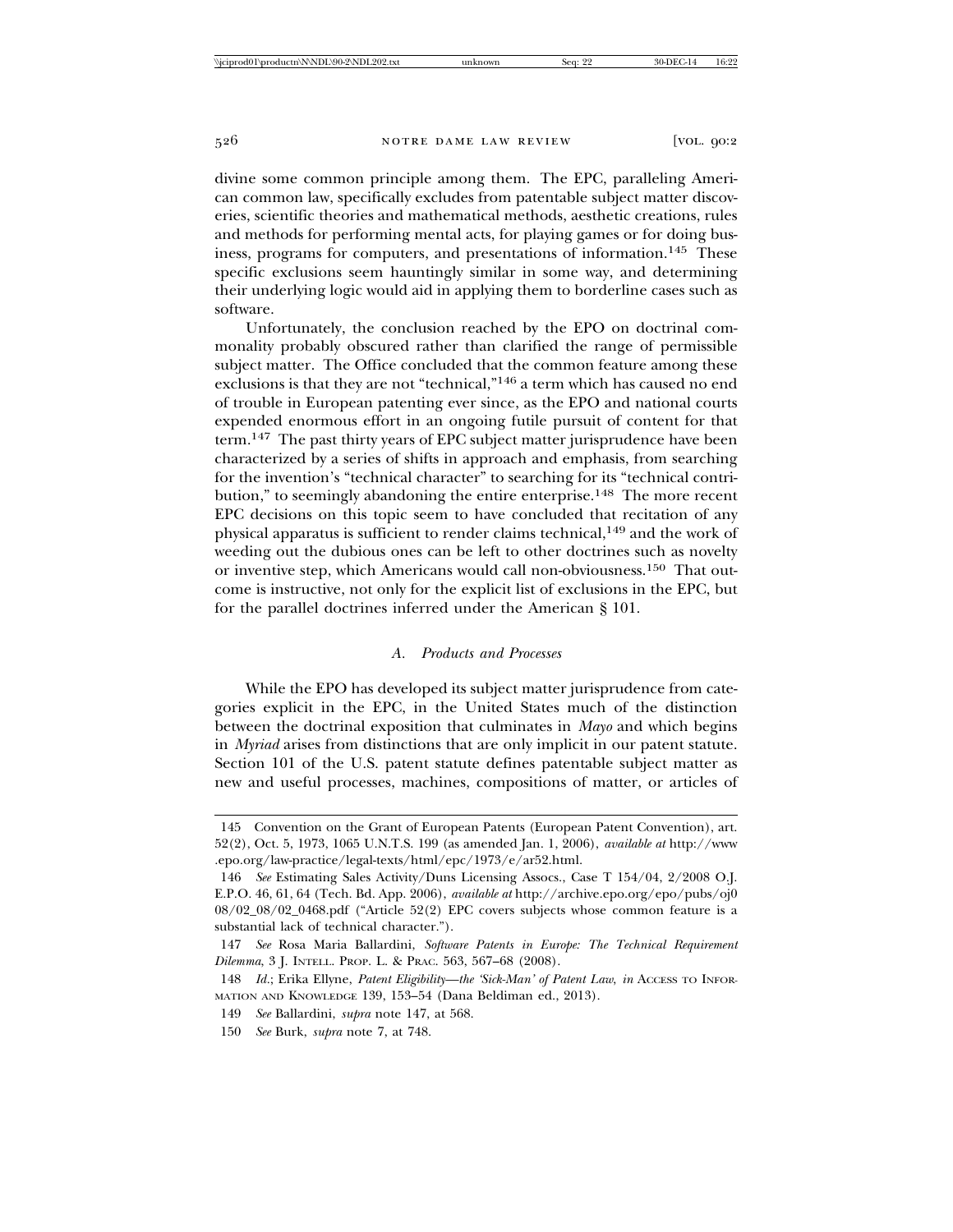divine some common principle among them. The EPC, paralleling American common law, specifically excludes from patentable subject matter discoveries, scientific theories and mathematical methods, aesthetic creations, rules and methods for performing mental acts, for playing games or for doing business, programs for computers, and presentations of information.[145] These specific exclusions seem hauntingly similar in some way, and determining their underlying logic would aid in applying them to borderline cases such as software.

Unfortunately, the conclusion reached by the EPO on doctrinal commonality probably obscured rather than clarified the range of permissible subject matter. The Office concluded that the common feature among these exclusions is that they are not "technical,"[146] a term which has caused no end of trouble in European patenting ever since, as the EPO and national courts expended enormous effort in an ongoing futile pursuit of content for that term.[147] The past thirty years of EPC subject matter jurisprudence have been characterized by a series of shifts in approach and emphasis, from searching for the invention's "technical character" to searching for its "technical contribution," to seemingly abandoning the entire enterprise.[148] The more recent EPC decisions on this topic seem to have concluded that recitation of any physical apparatus is sufficient to render claims technical,[149] and the work of weeding out the dubious ones can be left to other doctrines such as novelty or inventive step, which Americans would call non-obviousness.[150] That outcome is instructive, not only for the explicit list of exclusions in the EPC, but for the parallel doctrines inferred under the American § 101.

### *A. Products and Processes*

While the EPO has developed its subject matter jurisprudence from categories explicit in the EPC, in the United States much of the distinction between the doctrinal exposition that culminates in *Mayo* and which begins in *Myriad* arises from distinctions that are only implicit in our patent statute. Section 101 of the U.S. patent statute defines patentable subject matter as new and useful processes, machines, compositions of matter, or articles of

---

145 Convention on the Grant of European Patents (European Patent Convention), art. 52(2), Oct. 5, 1973, 1065 U.N.T.S. 199 (as amended Jan. 1, 2006), *available at* http://www.epo.org/law-practice/legal-texts/html/epc/1973/e/ar52.html.

146 *See* Estimating Sales Activity/Duns Licensing Assocs., Case T 154/04, 2/2008 O.J. E.P.O. 46, 61, 64 (Tech. Bd. App. 2006), *available at* http://archive.epo.org/epo/pubs/oj008/02_08/02_0468.pdf ("Article 52(2) EPC covers subjects whose common feature is a substantial lack of technical character.").

147 *See* Rosa Maria Ballardini, *Software Patents in Europe: The Technical Requirement Dilemma*, 3 J. INTELL. PROP. L. & PRAC. 563, 567–68 (2008).

148 *Id.*; Erika Ellyne, *Patent Eligibility—the 'Sick-Man' of Patent Law*, *in* ACCESS TO INFORMATION AND KNOWLEDGE 139, 153–54 (Dana Beldiman ed., 2013).

149 *See* Ballardini, *supra* note 147, at 568.

150 *See* Burk, *supra* note 7, at 748.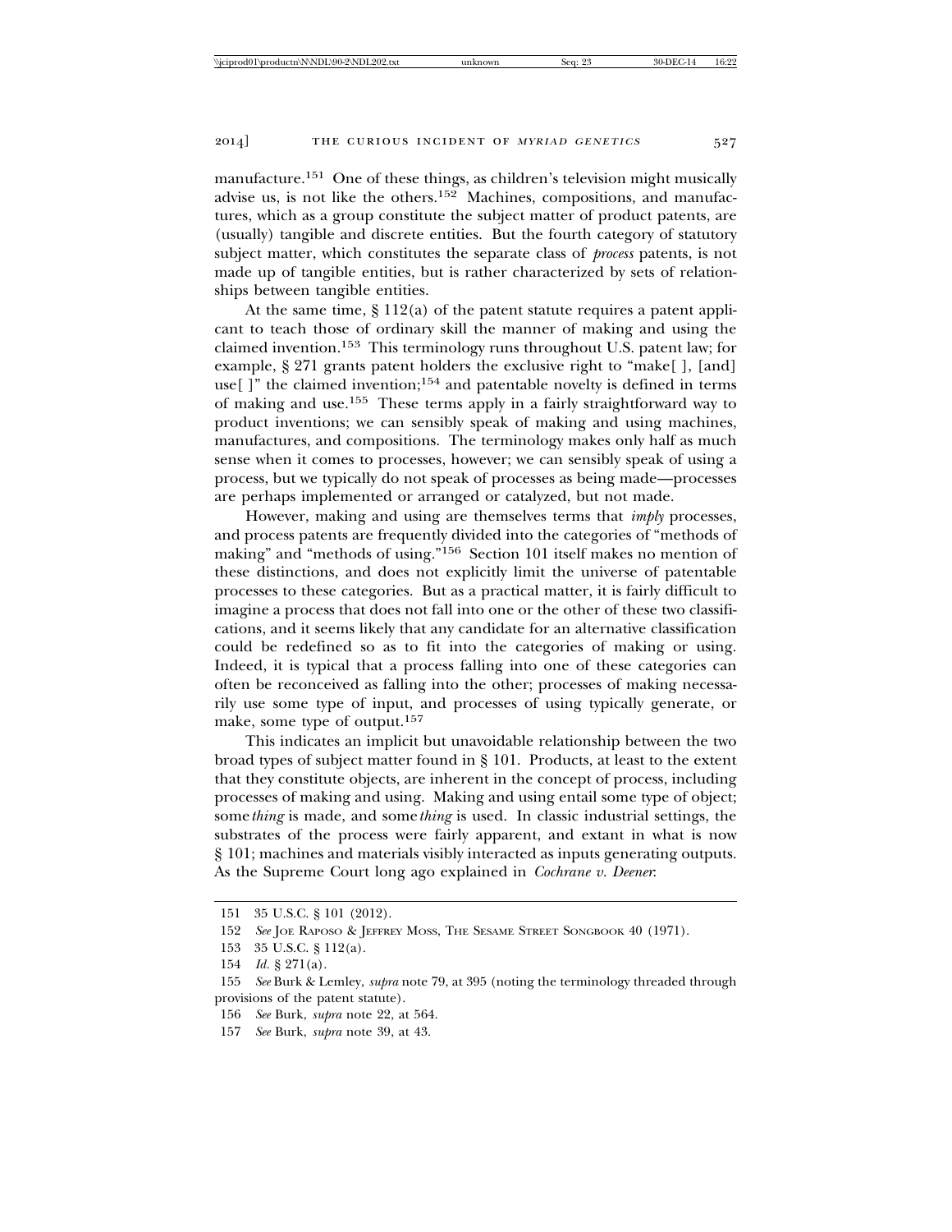manufacture.[151] One of these things, as children's television might musically advise us, is not like the others.[152] Machines, compositions, and manufactures, which as a group constitute the subject matter of product patents, are (usually) tangible and discrete entities. But the fourth category of statutory subject matter, which constitutes the separate class of *process* patents, is not made up of tangible entities, but is rather characterized by sets of relationships between tangible entities.

At the same time, § 112(a) of the patent statute requires a patent applicant to teach those of ordinary skill the manner of making and using the claimed invention.[153] This terminology runs throughout U.S. patent law; for example, § 271 grants patent holders the exclusive right to "make[ ], [and] use[ ]" the claimed invention;[154] and patentable novelty is defined in terms of making and use.[155] These terms apply in a fairly straightforward way to product inventions; we can sensibly speak of making and using machines, manufactures, and compositions. The terminology makes only half as much sense when it comes to processes, however; we can sensibly speak of using a process, but we typically do not speak of processes as being made—processes are perhaps implemented or arranged or catalyzed, but not made.

However, making and using are themselves terms that *imply* processes, and process patents are frequently divided into the categories of "methods of making" and "methods of using."[156] Section 101 itself makes no mention of these distinctions, and does not explicitly limit the universe of patentable processes to these categories. But as a practical matter, it is fairly difficult to imagine a process that does not fall into one or the other of these two classifications, and it seems likely that any candidate for an alternative classification could be redefined so as to fit into the categories of making or using. Indeed, it is typical that a process falling into one of these categories can often be reconceived as falling into the other; processes of making necessarily use some type of input, and processes of using typically generate, or make, some type of output.[157]

This indicates an implicit but unavoidable relationship between the two broad types of subject matter found in § 101. Products, at least to the extent that they constitute objects, are inherent in the concept of process, including processes of making and using. Making and using entail some type of object; some *thing* is made, and some *thing* is used. In classic industrial settings, the substrates of the process were fairly apparent, and extant in what is now § 101; machines and materials visibly interacted as inputs generating outputs. As the Supreme Court long ago explained in *Cochrane v. Deener*:

---

151 35 U.S.C. § 101 (2012).

152 *See* Joe Raposo & Jeffrey Moss, The Sesame Street Songbook 40 (1971).

153 35 U.S.C. § 112(a).

154 *Id.* § 271(a).

155 *See* Burk & Lemley, *supra* note 79, at 395 (noting the terminology threaded through provisions of the patent statute).

156 *See* Burk, *supra* note 22, at 564.

157 *See* Burk, *supra* note 39, at 43.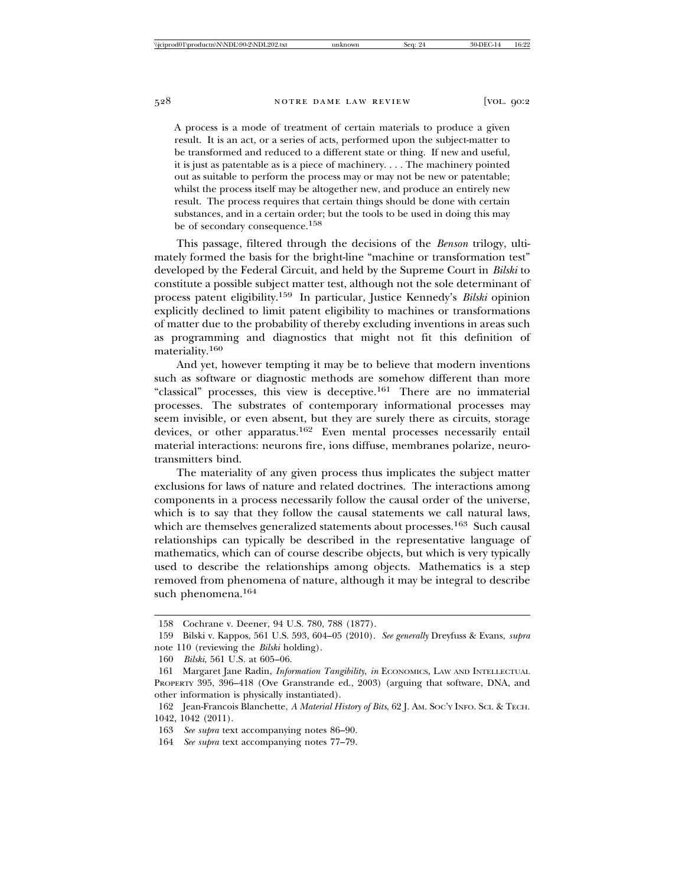> A process is a mode of treatment of certain materials to produce a given result. It is an act, or a series of acts, performed upon the subject-matter to be transformed and reduced to a different state or thing. If new and useful, it is just as patentable as is a piece of machinery. . . . The machinery pointed out as suitable to perform the process may or may not be new or patentable; whilst the process itself may be altogether new, and produce an entirely new result. The process requires that certain things should be done with certain substances, and in a certain order; but the tools to be used in doing this may be of secondary consequence.[158]

This passage, filtered through the decisions of the *Benson* trilogy, ultimately formed the basis for the bright-line "machine or transformation test" developed by the Federal Circuit, and held by the Supreme Court in *Bilski* to constitute a possible subject matter test, although not the sole determinant of process patent eligibility.[159] In particular, Justice Kennedy's *Bilski* opinion explicitly declined to limit patent eligibility to machines or transformations of matter due to the probability of thereby excluding inventions in areas such as programming and diagnostics that might not fit this definition of materiality.[160]

And yet, however tempting it may be to believe that modern inventions such as software or diagnostic methods are somehow different than more "classical" processes, this view is deceptive.[161] There are no immaterial processes. The substrates of contemporary informational processes may seem invisible, or even absent, but they are surely there as circuits, storage devices, or other apparatus.[162] Even mental processes necessarily entail material interactions: neurons fire, ions diffuse, membranes polarize, neurotransmitters bind.

The materiality of any given process thus implicates the subject matter exclusions for laws of nature and related doctrines. The interactions among components in a process necessarily follow the causal order of the universe, which is to say that they follow the causal statements we call natural laws, which are themselves generalized statements about processes.[163] Such causal relationships can typically be described in the representative language of mathematics, which can of course describe objects, but which is very typically used to describe the relationships among objects. Mathematics is a step removed from phenomena of nature, although it may be integral to describe such phenomena.[164]

---

158 Cochrane v. Deener, 94 U.S. 780, 788 (1877).

159 Bilski v. Kappos, 561 U.S. 593, 604–05 (2010). *See generally* Dreyfuss & Evans, *supra* note 110 (reviewing the *Bilski* holding).

160 *Bilski*, 561 U.S. at 605–06.

161 Margaret Jane Radin, *Information Tangibility*, *in* ECONOMICS, LAW AND INTELLECTUAL PROPERTY 395, 396–418 (Ove Granstrande ed., 2003) (arguing that software, DNA, and other information is physically instantiated).

162 Jean-Francois Blanchette, *A Material History of Bits*, 62 J. AM. SOC'Y INFO. SCI. & TECH. 1042, 1042 (2011).

163 *See supra* text accompanying notes 86–90.

164 *See supra* text accompanying notes 77–79.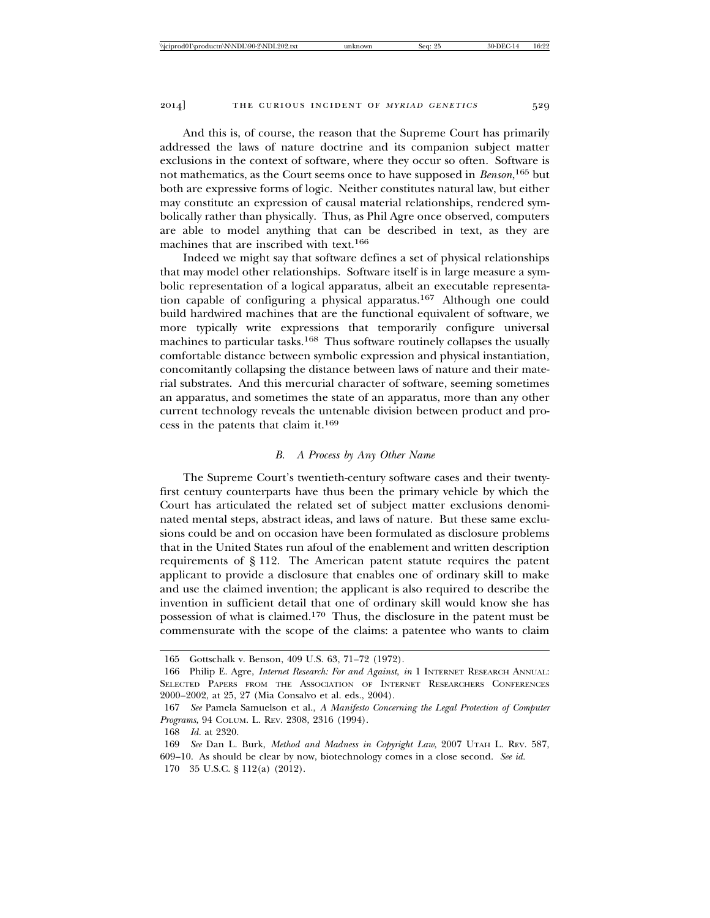And this is, of course, the reason that the Supreme Court has primarily addressed the laws of nature doctrine and its companion subject matter exclusions in the context of software, where they occur so often. Software is not mathematics, as the Court seems once to have supposed in *Benson*,[165] but both are expressive forms of logic. Neither constitutes natural law, but either may constitute an expression of causal material relationships, rendered symbolically rather than physically. Thus, as Phil Agre once observed, computers are able to model anything that can be described in text, as they are machines that are inscribed with text.[166]

Indeed we might say that software defines a set of physical relationships that may model other relationships. Software itself is in large measure a symbolic representation of a logical apparatus, albeit an executable representation capable of configuring a physical apparatus.[167] Although one could build hardwired machines that are the functional equivalent of software, we more typically write expressions that temporarily configure universal machines to particular tasks.[168] Thus software routinely collapses the usually comfortable distance between symbolic expression and physical instantiation, concomitantly collapsing the distance between laws of nature and their material substrates. And this mercurial character of software, seeming sometimes an apparatus, and sometimes the state of an apparatus, more than any other current technology reveals the untenable division between product and process in the patents that claim it.[169]

### *B. A Process by Any Other Name*

The Supreme Court's twentieth-century software cases and their twenty-first century counterparts have thus been the primary vehicle by which the Court has articulated the related set of subject matter exclusions denominated mental steps, abstract ideas, and laws of nature. But these same exclusions could be and on occasion have been formulated as disclosure problems that in the United States run afoul of the enablement and written description requirements of § 112. The American patent statute requires the patent applicant to provide a disclosure that enables one of ordinary skill to make and use the claimed invention; the applicant is also required to describe the invention in sufficient detail that one of ordinary skill would know she has possession of what is claimed.[170] Thus, the disclosure in the patent must be commensurate with the scope of the claims: a patentee who wants to claim

---

165 Gottschalk v. Benson, 409 U.S. 63, 71–72 (1972).

166 Philip E. Agre, *Internet Research: For and Against*, *in* 1 INTERNET RESEARCH ANNUAL: SELECTED PAPERS FROM THE ASSOCIATION OF INTERNET RESEARCHERS CONFERENCES 2000–2002, at 25, 27 (Mia Consalvo et al. eds., 2004).

167 *See* Pamela Samuelson et al., *A Manifesto Concerning the Legal Protection of Computer Programs*, 94 COLUM. L. REV. 2308, 2316 (1994).

168 *Id.* at 2320.

169 *See* Dan L. Burk, *Method and Madness in Copyright Law*, 2007 UTAH L. REV. 587, 609–10. As should be clear by now, biotechnology comes in a close second. *See id.*

170 35 U.S.C. § 112(a) (2012).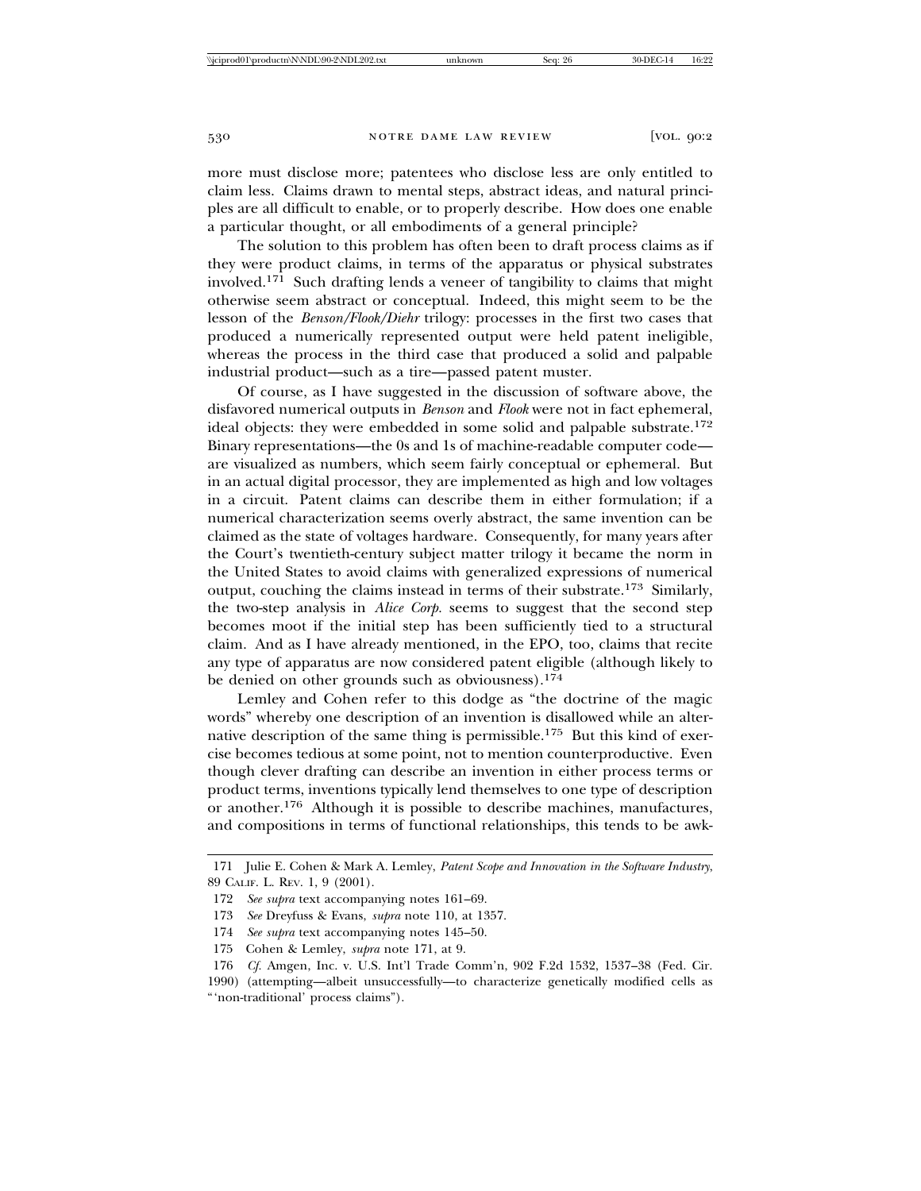more must disclose more; patentees who disclose less are only entitled to claim less. Claims drawn to mental steps, abstract ideas, and natural principles are all difficult to enable, or to properly describe. How does one enable a particular thought, or all embodiments of a general principle?

The solution to this problem has often been to draft process claims as if they were product claims, in terms of the apparatus or physical substrates involved.[171] Such drafting lends a veneer of tangibility to claims that might otherwise seem abstract or conceptual. Indeed, this might seem to be the lesson of the *Benson/Flook/Diehr* trilogy: processes in the first two cases that produced a numerically represented output were held patent ineligible, whereas the process in the third case that produced a solid and palpable industrial product—such as a tire—passed patent muster.

Of course, as I have suggested in the discussion of software above, the disfavored numerical outputs in *Benson* and *Flook* were not in fact ephemeral, ideal objects: they were embedded in some solid and palpable substrate.[172] Binary representations—the 0s and 1s of machine-readable computer code—are visualized as numbers, which seem fairly conceptual or ephemeral. But in an actual digital processor, they are implemented as high and low voltages in a circuit. Patent claims can describe them in either formulation; if a numerical characterization seems overly abstract, the same invention can be claimed as the state of voltages hardware. Consequently, for many years after the Court's twentieth-century subject matter trilogy it became the norm in the United States to avoid claims with generalized expressions of numerical output, couching the claims instead in terms of their substrate.[173] Similarly, the two-step analysis in *Alice Corp.* seems to suggest that the second step becomes moot if the initial step has been sufficiently tied to a structural claim. And as I have already mentioned, in the EPO, too, claims that recite any type of apparatus are now considered patent eligible (although likely to be denied on other grounds such as obviousness).[174]

Lemley and Cohen refer to this dodge as "the doctrine of the magic words" whereby one description of an invention is disallowed while an alternative description of the same thing is permissible.[175] But this kind of exercise becomes tedious at some point, not to mention counterproductive. Even though clever drafting can describe an invention in either process terms or product terms, inventions typically lend themselves to one type of description or another.[176] Although it is possible to describe machines, manufactures, and compositions in terms of functional relationships, this tends to be awk-

---

171 Julie E. Cohen & Mark A. Lemley, *Patent Scope and Innovation in the Software Industry*, 89 CALIF. L. REV. 1, 9 (2001).

172 *See supra* text accompanying notes 161–69.

173 *See* Dreyfuss & Evans, *supra* note 110, at 1357.

174 *See supra* text accompanying notes 145–50.

175 Cohen & Lemley, *supra* note 171, at 9.

176 *Cf.* Amgen, Inc. v. U.S. Int'l Trade Comm'n, 902 F.2d 1532, 1537–38 (Fed. Cir. 1990) (attempting—albeit unsuccessfully—to characterize genetically modified cells as "'non-traditional' process claims").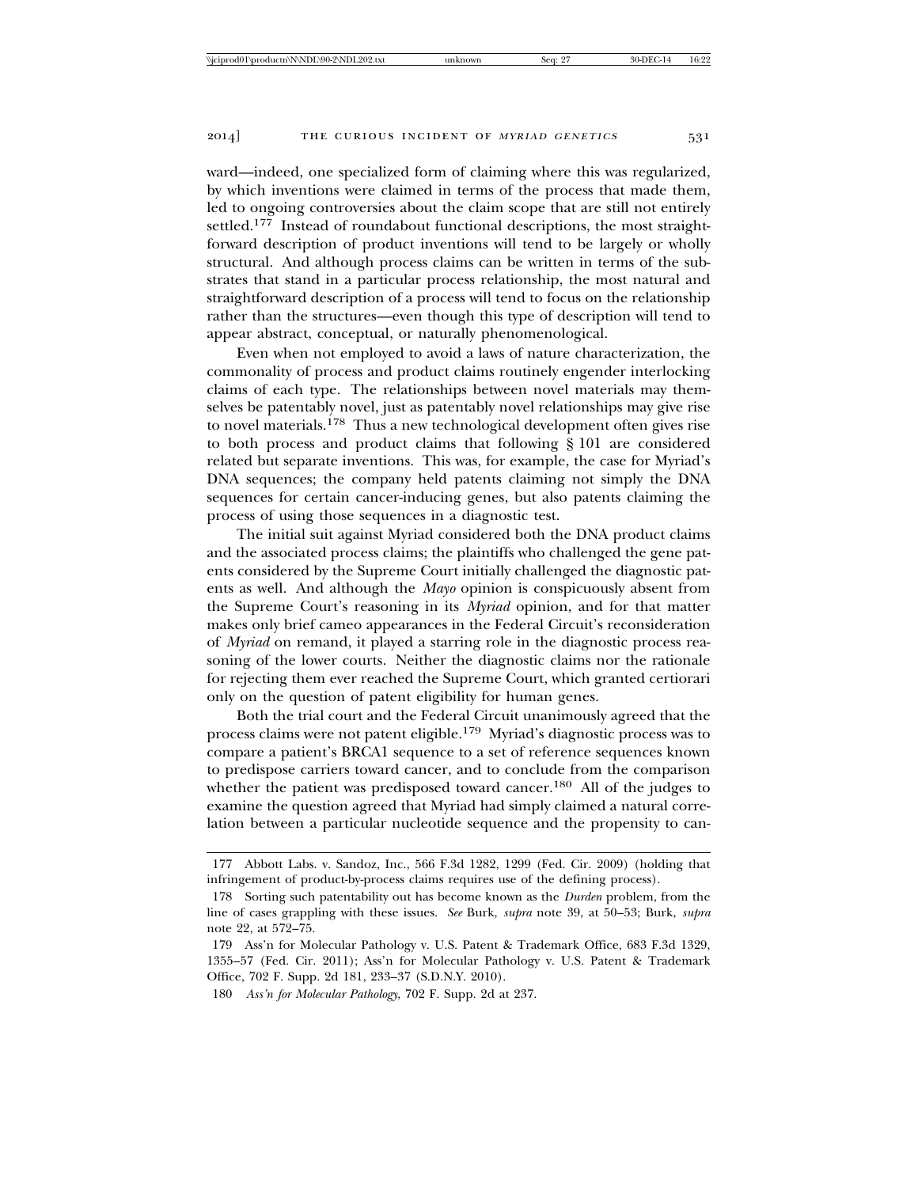ward—indeed, one specialized form of claiming where this was regularized, by which inventions were claimed in terms of the process that made them, led to ongoing controversies about the claim scope that are still not entirely settled.[177] Instead of roundabout functional descriptions, the most straightforward description of product inventions will tend to be largely or wholly structural. And although process claims can be written in terms of the substrates that stand in a particular process relationship, the most natural and straightforward description of a process will tend to focus on the relationship rather than the structures—even though this type of description will tend to appear abstract, conceptual, or naturally phenomenological.

Even when not employed to avoid a laws of nature characterization, the commonality of process and product claims routinely engender interlocking claims of each type. The relationships between novel materials may themselves be patentably novel, just as patentably novel relationships may give rise to novel materials.[178] Thus a new technological development often gives rise to both process and product claims that following § 101 are considered related but separate inventions. This was, for example, the case for Myriad's DNA sequences; the company held patents claiming not simply the DNA sequences for certain cancer-inducing genes, but also patents claiming the process of using those sequences in a diagnostic test.

The initial suit against Myriad considered both the DNA product claims and the associated process claims; the plaintiffs who challenged the gene patents considered by the Supreme Court initially challenged the diagnostic patents as well. And although the *Mayo* opinion is conspicuously absent from the Supreme Court's reasoning in its *Myriad* opinion, and for that matter makes only brief cameo appearances in the Federal Circuit's reconsideration of *Myriad* on remand, it played a starring role in the diagnostic process reasoning of the lower courts. Neither the diagnostic claims nor the rationale for rejecting them ever reached the Supreme Court, which granted certiorari only on the question of patent eligibility for human genes.

Both the trial court and the Federal Circuit unanimously agreed that the process claims were not patent eligible.[179] Myriad's diagnostic process was to compare a patient's BRCA1 sequence to a set of reference sequences known to predispose carriers toward cancer, and to conclude from the comparison whether the patient was predisposed toward cancer.[180] All of the judges to examine the question agreed that Myriad had simply claimed a natural correlation between a particular nucleotide sequence and the propensity to can-

---

177 Abbott Labs. v. Sandoz, Inc., 566 F.3d 1282, 1299 (Fed. Cir. 2009) (holding that infringement of product-by-process claims requires use of the defining process).

178 Sorting such patentability out has become known as the *Durden* problem, from the line of cases grappling with these issues. *See* Burk, *supra* note 39, at 50–53; Burk, *supra* note 22, at 572–75.

179 Ass'n for Molecular Pathology v. U.S. Patent & Trademark Office, 683 F.3d 1329, 1355–57 (Fed. Cir. 2011); Ass'n for Molecular Pathology v. U.S. Patent & Trademark Office, 702 F. Supp. 2d 181, 233–37 (S.D.N.Y. 2010).

180 *Ass'n for Molecular Pathology*, 702 F. Supp. 2d at 237.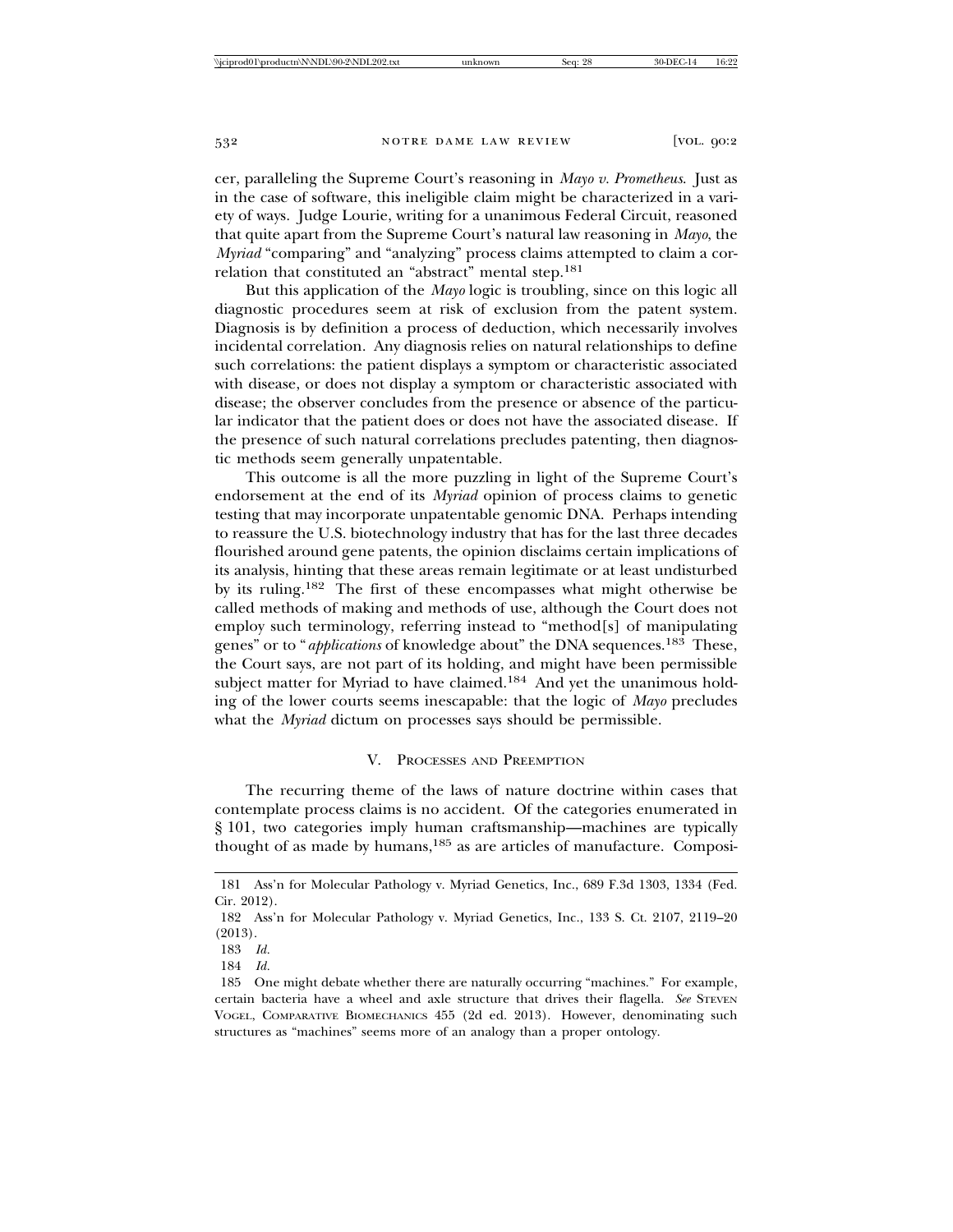cer, paralleling the Supreme Court's reasoning in *Mayo v. Prometheus*. Just as in the case of software, this ineligible claim might be characterized in a variety of ways. Judge Lourie, writing for a unanimous Federal Circuit, reasoned that quite apart from the Supreme Court's natural law reasoning in *Mayo*, the *Myriad* "comparing" and "analyzing" process claims attempted to claim a correlation that constituted an "abstract" mental step.[181]

But this application of the *Mayo* logic is troubling, since on this logic all diagnostic procedures seem at risk of exclusion from the patent system. Diagnosis is by definition a process of deduction, which necessarily involves incidental correlation. Any diagnosis relies on natural relationships to define such correlations: the patient displays a symptom or characteristic associated with disease, or does not display a symptom or characteristic associated with disease; the observer concludes from the presence or absence of the particular indicator that the patient does or does not have the associated disease. If the presence of such natural correlations precludes patenting, then diagnostic methods seem generally unpatentable.

This outcome is all the more puzzling in light of the Supreme Court's endorsement at the end of its *Myriad* opinion of process claims to genetic testing that may incorporate unpatentable genomic DNA. Perhaps intending to reassure the U.S. biotechnology industry that has for the last three decades flourished around gene patents, the opinion disclaims certain implications of its analysis, hinting that these areas remain legitimate or at least undisturbed by its ruling.[182] The first of these encompasses what might otherwise be called methods of making and methods of use, although the Court does not employ such terminology, referring instead to "method[s] of manipulating genes" or to "*applications* of knowledge about" the DNA sequences.[183] These, the Court says, are not part of its holding, and might have been permissible subject matter for Myriad to have claimed.[184] And yet the unanimous holding of the lower courts seems inescapable: that the logic of *Mayo* precludes what the *Myriad* dictum on processes says should be permissible.

## V. Processes and Preemption

The recurring theme of the laws of nature doctrine within cases that contemplate process claims is no accident. Of the categories enumerated in § 101, two categories imply human craftsmanship—machines are typically thought of as made by humans,[185] as are articles of manufacture. Composi-

181 Ass'n for Molecular Pathology v. Myriad Genetics, Inc., 689 F.3d 1303, 1334 (Fed. Cir. 2012).

182 Ass'n for Molecular Pathology v. Myriad Genetics, Inc., 133 S. Ct. 2107, 2119–20 (2013).

183 *Id.*

184 *Id.*

185 One might debate whether there are naturally occurring "machines." For example, certain bacteria have a wheel and axle structure that drives their flagella. *See* Steven Vogel, Comparative Biomechanics 455 (2d ed. 2013). However, denominating such structures as "machines" seems more of an analogy than a proper ontology.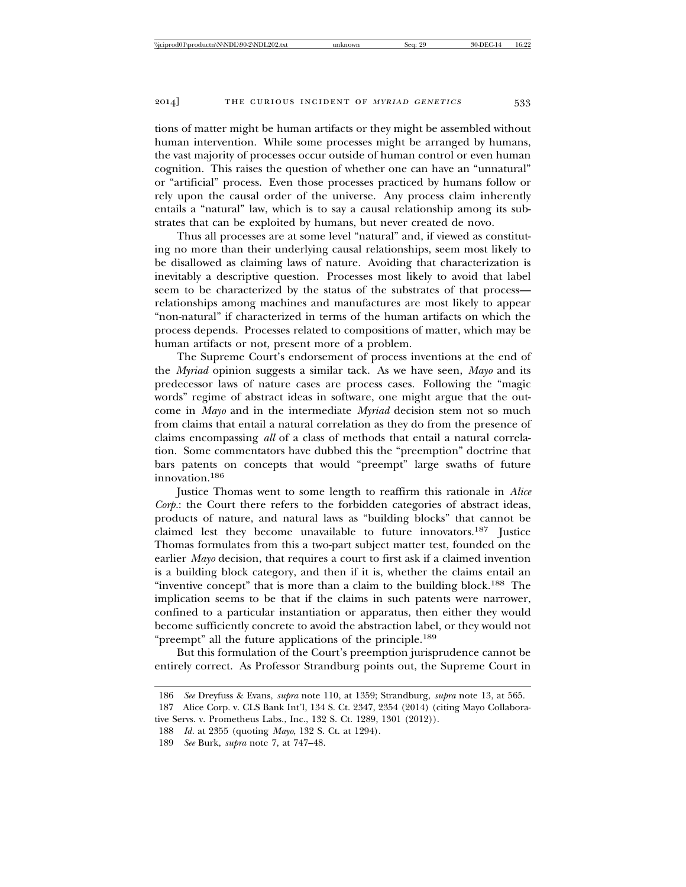tions of matter might be human artifacts or they might be assembled without human intervention. While some processes might be arranged by humans, the vast majority of processes occur outside of human control or even human cognition. This raises the question of whether one can have an "unnatural" or "artificial" process. Even those processes practiced by humans follow or rely upon the causal order of the universe. Any process claim inherently entails a "natural" law, which is to say a causal relationship among its substrates that can be exploited by humans, but never created de novo.

Thus all processes are at some level "natural" and, if viewed as constituting no more than their underlying causal relationships, seem most likely to be disallowed as claiming laws of nature. Avoiding that characterization is inevitably a descriptive question. Processes most likely to avoid that label seem to be characterized by the status of the substrates of that process—relationships among machines and manufactures are most likely to appear "non-natural" if characterized in terms of the human artifacts on which the process depends. Processes related to compositions of matter, which may be human artifacts or not, present more of a problem.

The Supreme Court's endorsement of process inventions at the end of the *Myriad* opinion suggests a similar tack. As we have seen, *Mayo* and its predecessor laws of nature cases are process cases. Following the "magic words" regime of abstract ideas in software, one might argue that the outcome in *Mayo* and in the intermediate *Myriad* decision stem not so much from claims that entail a natural correlation as they do from the presence of claims encompassing *all* of a class of methods that entail a natural correlation. Some commentators have dubbed this the "preemption" doctrine that bars patents on concepts that would "preempt" large swaths of future innovation.[186]

Justice Thomas went to some length to reaffirm this rationale in *Alice Corp.*: the Court there refers to the forbidden categories of abstract ideas, products of nature, and natural laws as "building blocks" that cannot be claimed lest they become unavailable to future innovators.[187] Justice Thomas formulates from this a two-part subject matter test, founded on the earlier *Mayo* decision, that requires a court to first ask if a claimed invention is a building block category, and then if it is, whether the claims entail an "inventive concept" that is more than a claim to the building block.[188] The implication seems to be that if the claims in such patents were narrower, confined to a particular instantiation or apparatus, then either they would become sufficiently concrete to avoid the abstraction label, or they would not "preempt" all the future applications of the principle.[189]

But this formulation of the Court's preemption jurisprudence cannot be entirely correct. As Professor Strandburg points out, the Supreme Court in

---

186 *See* Dreyfuss & Evans, *supra* note 110, at 1359; Strandburg, *supra* note 13, at 565.

187 Alice Corp. v. CLS Bank Int'l, 134 S. Ct. 2347, 2354 (2014) (citing Mayo Collaborative Servs. v. Prometheus Labs., Inc., 132 S. Ct. 1289, 1301 (2012)).

188 *Id.* at 2355 (quoting *Mayo*, 132 S. Ct. at 1294).

189 *See* Burk, *supra* note 7, at 747–48.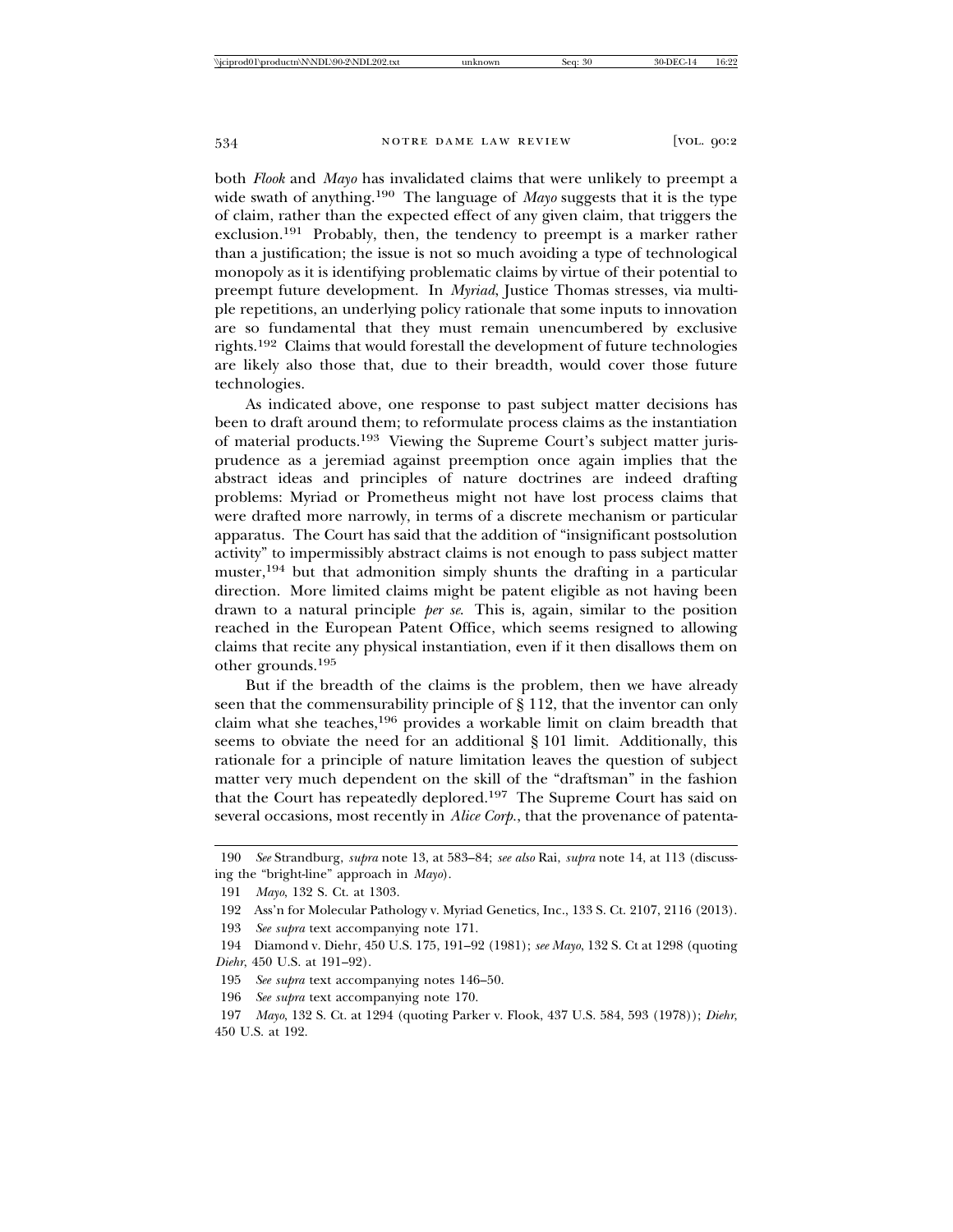both *Flook* and *Mayo* has invalidated claims that were unlikely to preempt a wide swath of anything.[190] The language of *Mayo* suggests that it is the type of claim, rather than the expected effect of any given claim, that triggers the exclusion.[191] Probably, then, the tendency to preempt is a marker rather than a justification; the issue is not so much avoiding a type of technological monopoly as it is identifying problematic claims by virtue of their potential to preempt future development. In *Myriad*, Justice Thomas stresses, via multiple repetitions, an underlying policy rationale that some inputs to innovation are so fundamental that they must remain unencumbered by exclusive rights.[192] Claims that would forestall the development of future technologies are likely also those that, due to their breadth, would cover those future technologies.

As indicated above, one response to past subject matter decisions has been to draft around them; to reformulate process claims as the instantiation of material products.[193] Viewing the Supreme Court's subject matter jurisprudence as a jeremiad against preemption once again implies that the abstract ideas and principles of nature doctrines are indeed drafting problems: Myriad or Prometheus might not have lost process claims that were drafted more narrowly, in terms of a discrete mechanism or particular apparatus. The Court has said that the addition of "insignificant postsolution activity" to impermissibly abstract claims is not enough to pass subject matter muster,[194] but that admonition simply shunts the drafting in a particular direction. More limited claims might be patent eligible as not having been drawn to a natural principle *per se*. This is, again, similar to the position reached in the European Patent Office, which seems resigned to allowing claims that recite any physical instantiation, even if it then disallows them on other grounds.[195]

But if the breadth of the claims is the problem, then we have already seen that the commensurability principle of § 112, that the inventor can only claim what she teaches,[196] provides a workable limit on claim breadth that seems to obviate the need for an additional § 101 limit. Additionally, this rationale for a principle of nature limitation leaves the question of subject matter very much dependent on the skill of the "draftsman" in the fashion that the Court has repeatedly deplored.[197] The Supreme Court has said on several occasions, most recently in *Alice Corp.*, that the provenance of patenta-

---

190 *See* Strandburg, *supra* note 13, at 583–84; *see also* Rai, *supra* note 14, at 113 (discussing the "bright-line" approach in *Mayo*).

191 *Mayo*, 132 S. Ct. at 1303.

192 Ass'n for Molecular Pathology v. Myriad Genetics, Inc., 133 S. Ct. 2107, 2116 (2013).

193 *See supra* text accompanying note 171.

194 Diamond v. Diehr, 450 U.S. 175, 191–92 (1981); *see Mayo*, 132 S. Ct at 1298 (quoting *Diehr*, 450 U.S. at 191–92).

195 *See supra* text accompanying notes 146–50.

196 *See supra* text accompanying note 170.

197 *Mayo*, 132 S. Ct. at 1294 (quoting Parker v. Flook, 437 U.S. 584, 593 (1978)); *Diehr*, 450 U.S. at 192.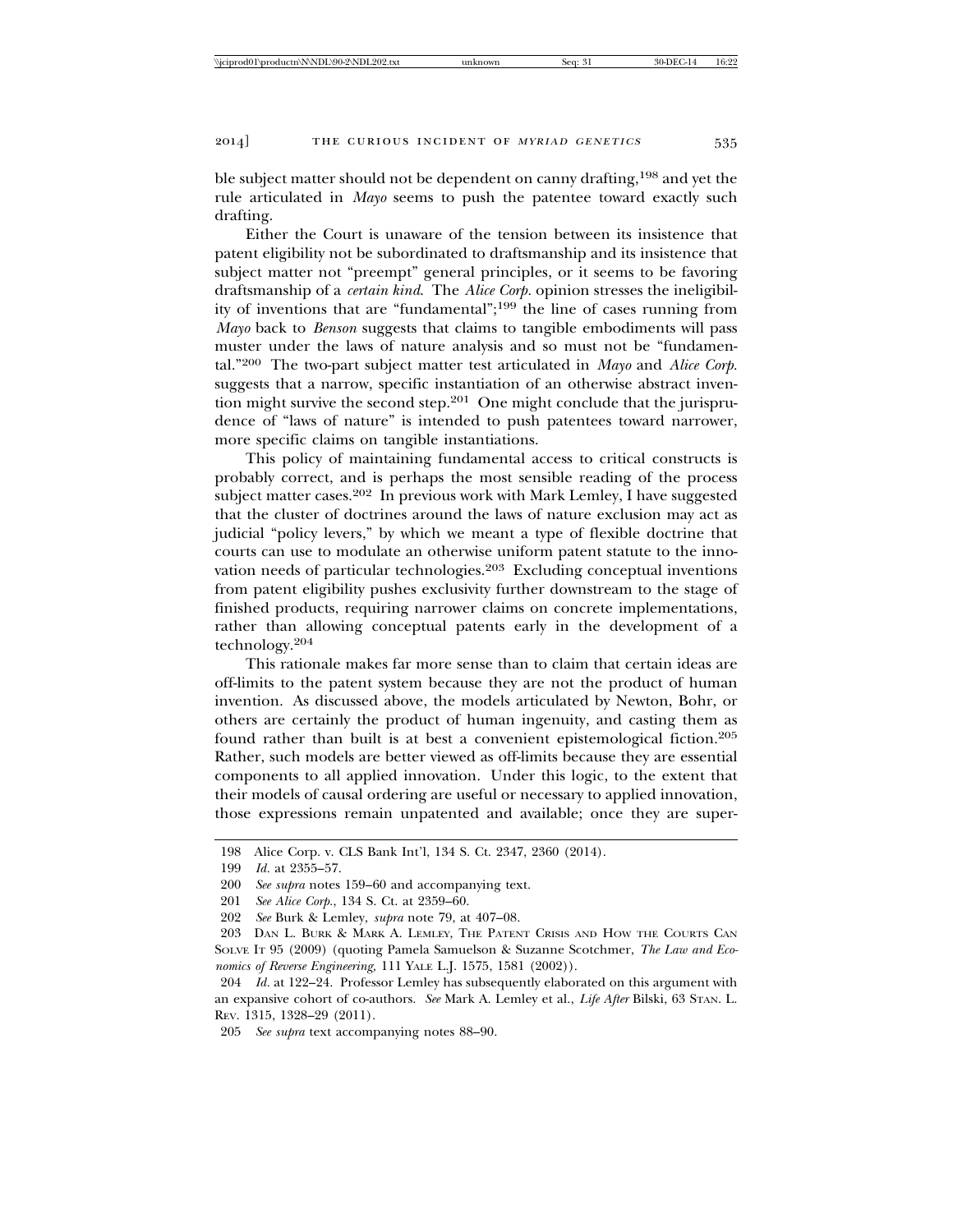ble subject matter should not be dependent on canny drafting,[198] and yet the rule articulated in *Mayo* seems to push the patentee toward exactly such drafting.

Either the Court is unaware of the tension between its insistence that patent eligibility not be subordinated to draftsmanship and its insistence that subject matter not "preempt" general principles, or it seems to be favoring draftsmanship of a *certain kind*. The *Alice Corp.* opinion stresses the ineligibility of inventions that are "fundamental";[199] the line of cases running from *Mayo* back to *Benson* suggests that claims to tangible embodiments will pass muster under the laws of nature analysis and so must not be "fundamental."[200] The two-part subject matter test articulated in *Mayo* and *Alice Corp.* suggests that a narrow, specific instantiation of an otherwise abstract invention might survive the second step.[201] One might conclude that the jurisprudence of "laws of nature" is intended to push patentees toward narrower, more specific claims on tangible instantiations.

This policy of maintaining fundamental access to critical constructs is probably correct, and is perhaps the most sensible reading of the process subject matter cases.[202] In previous work with Mark Lemley, I have suggested that the cluster of doctrines around the laws of nature exclusion may act as judicial "policy levers," by which we meant a type of flexible doctrine that courts can use to modulate an otherwise uniform patent statute to the innovation needs of particular technologies.[203] Excluding conceptual inventions from patent eligibility pushes exclusivity further downstream to the stage of finished products, requiring narrower claims on concrete implementations, rather than allowing conceptual patents early in the development of a technology.[204]

This rationale makes far more sense than to claim that certain ideas are off-limits to the patent system because they are not the product of human invention. As discussed above, the models articulated by Newton, Bohr, or others are certainly the product of human ingenuity, and casting them as found rather than built is at best a convenient epistemological fiction.[205] Rather, such models are better viewed as off-limits because they are essential components to all applied innovation. Under this logic, to the extent that their models of causal ordering are useful or necessary to applied innovation, those expressions remain unpatented and available; once they are super-

---

198 Alice Corp. v. CLS Bank Int'l, 134 S. Ct. 2347, 2360 (2014).

199 *Id.* at 2355–57.

200 *See supra* notes 159–60 and accompanying text.

201 *See Alice Corp.*, 134 S. Ct. at 2359–60.

202 *See* Burk & Lemley, *supra* note 79, at 407–08.

203 Dan L. Burk & Mark A. Lemley, The Patent Crisis and How the Courts Can Solve It 95 (2009) (quoting Pamela Samuelson & Suzanne Scotchmer, *The Law and Economics of Reverse Engineering*, 111 Yale L.J. 1575, 1581 (2002)).

204 *Id.* at 122–24. Professor Lemley has subsequently elaborated on this argument with an expansive cohort of co-authors. *See* Mark A. Lemley et al., *Life After* Bilski, 63 Stan. L. Rev. 1315, 1328–29 (2011).

205 *See supra* text accompanying notes 88–90.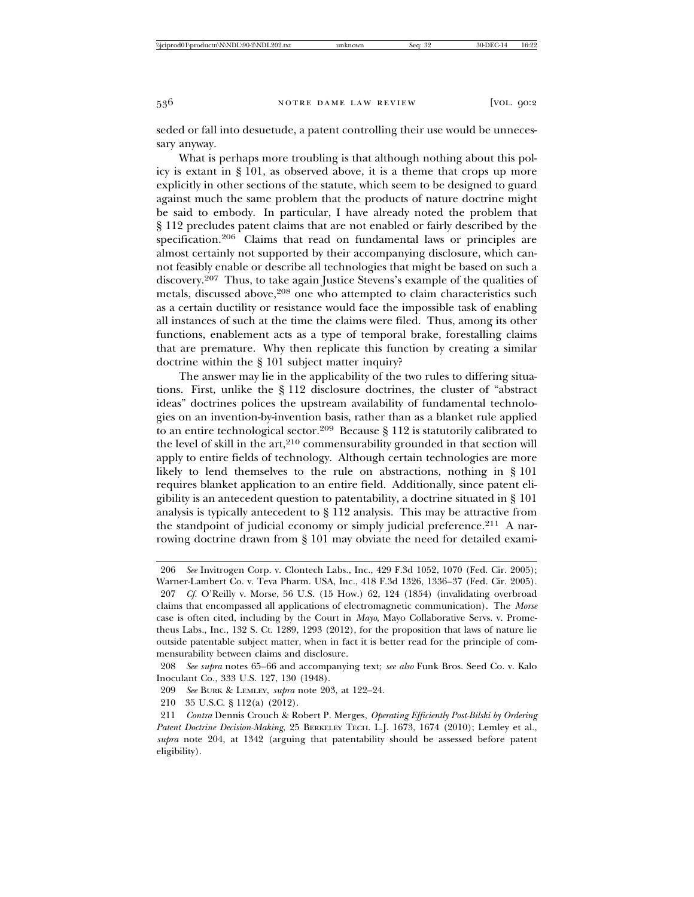seded or fall into desuetude, a patent controlling their use would be unnecessary anyway.

What is perhaps more troubling is that although nothing about this policy is extant in § 101, as observed above, it is a theme that crops up more explicitly in other sections of the statute, which seem to be designed to guard against much the same problem that the products of nature doctrine might be said to embody. In particular, I have already noted the problem that § 112 precludes patent claims that are not enabled or fairly described by the specification.[206] Claims that read on fundamental laws or principles are almost certainly not supported by their accompanying disclosure, which cannot feasibly enable or describe all technologies that might be based on such a discovery.[207] Thus, to take again Justice Stevens's example of the qualities of metals, discussed above,[208] one who attempted to claim characteristics such as a certain ductility or resistance would face the impossible task of enabling all instances of such at the time the claims were filed. Thus, among its other functions, enablement acts as a type of temporal brake, forestalling claims that are premature. Why then replicate this function by creating a similar doctrine within the § 101 subject matter inquiry?

The answer may lie in the applicability of the two rules to differing situations. First, unlike the § 112 disclosure doctrines, the cluster of "abstract ideas" doctrines polices the upstream availability of fundamental technologies on an invention-by-invention basis, rather than as a blanket rule applied to an entire technological sector.[209] Because § 112 is statutorily calibrated to the level of skill in the art,[210] commensurability grounded in that section will apply to entire fields of technology. Although certain technologies are more likely to lend themselves to the rule on abstractions, nothing in § 101 requires blanket application to an entire field. Additionally, since patent eligibility is an antecedent question to patentability, a doctrine situated in § 101 analysis is typically antecedent to § 112 analysis. This may be attractive from the standpoint of judicial economy or simply judicial preference.[211] A narrowing doctrine drawn from § 101 may obviate the need for detailed exami-

---

206 *See* Invitrogen Corp. v. Clontech Labs., Inc., 429 F.3d 1052, 1070 (Fed. Cir. 2005); Warner-Lambert Co. v. Teva Pharm. USA, Inc., 418 F.3d 1326, 1336–37 (Fed. Cir. 2005).

207 *Cf.* O'Reilly v. Morse, 56 U.S. (15 How.) 62, 124 (1854) (invalidating overbroad claims that encompassed all applications of electromagnetic communication). The *Morse* case is often cited, including by the Court in *Mayo*, Mayo Collaborative Servs. v. Prometheus Labs., Inc., 132 S. Ct. 1289, 1293 (2012), for the proposition that laws of nature lie outside patentable subject matter, when in fact it is better read for the principle of commensurability between claims and disclosure.

208 *See supra* notes 65–66 and accompanying text; *see also* Funk Bros. Seed Co. v. Kalo Inoculant Co., 333 U.S. 127, 130 (1948).

209 *See* BURK & LEMLEY, *supra* note 203, at 122–24.

210 35 U.S.C. § 112(a) (2012).

211 *Contra* Dennis Crouch & Robert P. Merges, *Operating Efficiently Post-Bilski by Ordering Patent Doctrine Decision-Making*, 25 BERKELEY TECH. L.J. 1673, 1674 (2010); Lemley et al., *supra* note 204, at 1342 (arguing that patentability should be assessed before patent eligibility).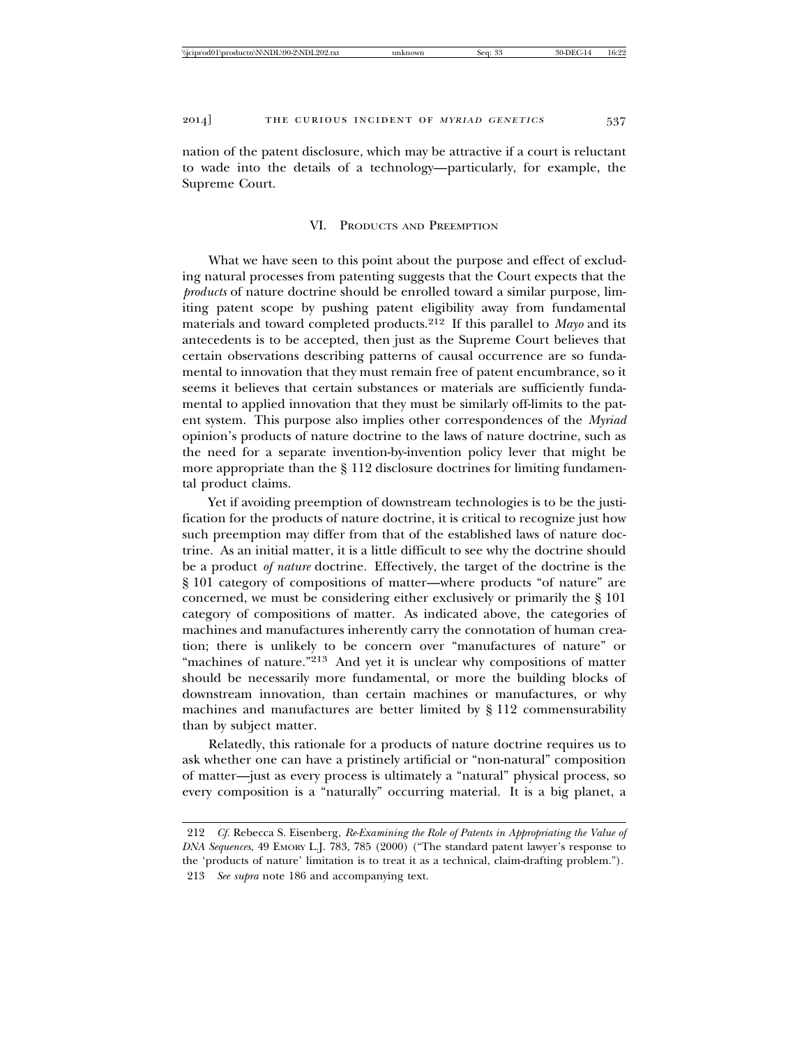nation of the patent disclosure, which may be attractive if a court is reluctant to wade into the details of a technology—particularly, for example, the Supreme Court.

## VI. Products and Preemption

What we have seen to this point about the purpose and effect of excluding natural processes from patenting suggests that the Court expects that the *products* of nature doctrine should be enrolled toward a similar purpose, limiting patent scope by pushing patent eligibility away from fundamental materials and toward completed products.[212] If this parallel to *Mayo* and its antecedents is to be accepted, then just as the Supreme Court believes that certain observations describing patterns of causal occurrence are so fundamental to innovation that they must remain free of patent encumbrance, so it seems it believes that certain substances or materials are sufficiently fundamental to applied innovation that they must be similarly off-limits to the patent system. This purpose also implies other correspondences of the *Myriad* opinion's products of nature doctrine to the laws of nature doctrine, such as the need for a separate invention-by-invention policy lever that might be more appropriate than the § 112 disclosure doctrines for limiting fundamental product claims.

Yet if avoiding preemption of downstream technologies is to be the justification for the products of nature doctrine, it is critical to recognize just how such preemption may differ from that of the established laws of nature doctrine. As an initial matter, it is a little difficult to see why the doctrine should be a product *of nature* doctrine. Effectively, the target of the doctrine is the § 101 category of compositions of matter—where products "of nature" are concerned, we must be considering either exclusively or primarily the § 101 category of compositions of matter. As indicated above, the categories of machines and manufactures inherently carry the connotation of human creation; there is unlikely to be concern over "manufactures of nature" or "machines of nature."[213] And yet it is unclear why compositions of matter should be necessarily more fundamental, or more the building blocks of downstream innovation, than certain machines or manufactures, or why machines and manufactures are better limited by § 112 commensurability than by subject matter.

Relatedly, this rationale for a products of nature doctrine requires us to ask whether one can have a pristinely artificial or "non-natural" composition of matter—just as every process is ultimately a "natural" physical process, so every composition is a "naturally" occurring material. It is a big planet, a

---

212 *Cf.* Rebecca S. Eisenberg, *Re-Examining the Role of Patents in Appropriating the Value of DNA Sequences*, 49 Emory L.J. 783, 785 (2000) ("The standard patent lawyer's response to the 'products of nature' limitation is to treat it as a technical, claim-drafting problem.").

213 *See supra* note 186 and accompanying text.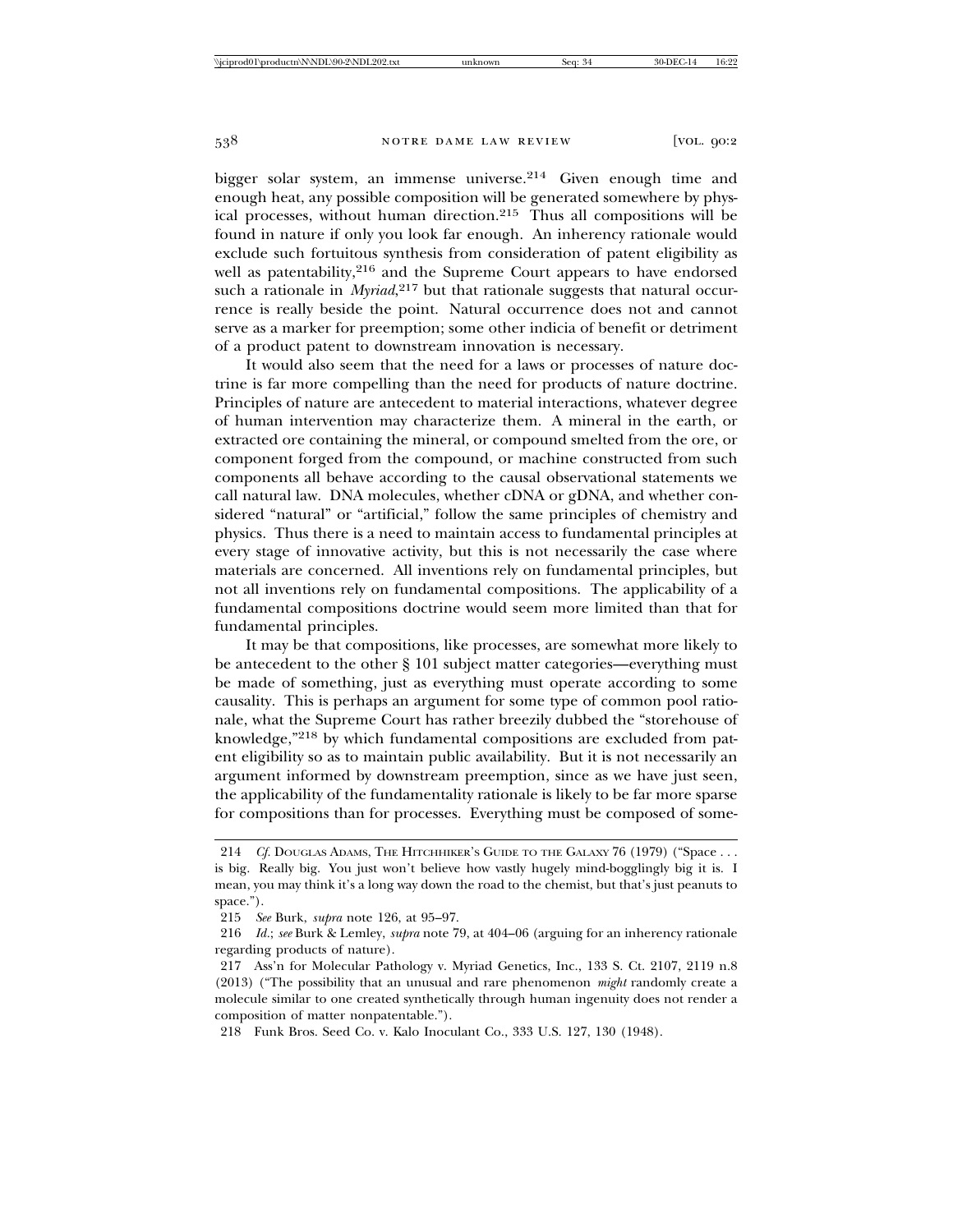bigger solar system, an immense universe.[214] Given enough time and enough heat, any possible composition will be generated somewhere by physical processes, without human direction.[215] Thus all compositions will be found in nature if only you look far enough. An inherency rationale would exclude such fortuitous synthesis from consideration of patent eligibility as well as patentability,[216] and the Supreme Court appears to have endorsed such a rationale in *Myriad*,[217] but that rationale suggests that natural occurrence is really beside the point. Natural occurrence does not and cannot serve as a marker for preemption; some other indicia of benefit or detriment of a product patent to downstream innovation is necessary.

It would also seem that the need for a laws or processes of nature doctrine is far more compelling than the need for products of nature doctrine. Principles of nature are antecedent to material interactions, whatever degree of human intervention may characterize them. A mineral in the earth, or extracted ore containing the mineral, or compound smelted from the ore, or component forged from the compound, or machine constructed from such components all behave according to the causal observational statements we call natural law. DNA molecules, whether cDNA or gDNA, and whether considered "natural" or "artificial," follow the same principles of chemistry and physics. Thus there is a need to maintain access to fundamental principles at every stage of innovative activity, but this is not necessarily the case where materials are concerned. All inventions rely on fundamental principles, but not all inventions rely on fundamental compositions. The applicability of a fundamental compositions doctrine would seem more limited than that for fundamental principles.

It may be that compositions, like processes, are somewhat more likely to be antecedent to the other § 101 subject matter categories—everything must be made of something, just as everything must operate according to some causality. This is perhaps an argument for some type of common pool rationale, what the Supreme Court has rather breezily dubbed the "storehouse of knowledge,"[218] by which fundamental compositions are excluded from patent eligibility so as to maintain public availability. But it is not necessarily an argument informed by downstream preemption, since as we have just seen, the applicability of the fundamentality rationale is likely to be far more sparse for compositions than for processes. Everything must be composed of some-

---

214 *Cf.* DOUGLAS ADAMS, THE HITCHHIKER'S GUIDE TO THE GALAXY 76 (1979) ("Space . . . is big. Really big. You just won't believe how vastly hugely mind-bogglingly big it is. I mean, you may think it's a long way down the road to the chemist, but that's just peanuts to space.").

215 *See* Burk, *supra* note 126, at 95–97.

216 *Id.*; *see* Burk & Lemley, *supra* note 79, at 404–06 (arguing for an inherency rationale regarding products of nature).

217 Ass'n for Molecular Pathology v. Myriad Genetics, Inc., 133 S. Ct. 2107, 2119 n.8 (2013) ("The possibility that an unusual and rare phenomenon *might* randomly create a molecule similar to one created synthetically through human ingenuity does not render a composition of matter nonpatentable.").

218 Funk Bros. Seed Co. v. Kalo Inoculant Co., 333 U.S. 127, 130 (1948).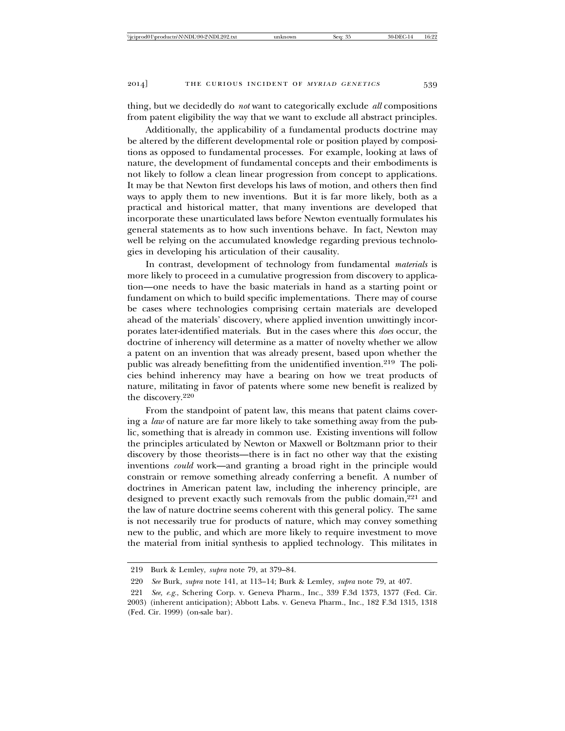thing, but we decidedly do *not* want to categorically exclude *all* compositions from patent eligibility the way that we want to exclude all abstract principles.

Additionally, the applicability of a fundamental products doctrine may be altered by the different developmental role or position played by compositions as opposed to fundamental processes. For example, looking at laws of nature, the development of fundamental concepts and their embodiments is not likely to follow a clean linear progression from concept to applications. It may be that Newton first develops his laws of motion, and others then find ways to apply them to new inventions. But it is far more likely, both as a practical and historical matter, that many inventions are developed that incorporate these unarticulated laws before Newton eventually formulates his general statements as to how such inventions behave. In fact, Newton may well be relying on the accumulated knowledge regarding previous technologies in developing his articulation of their causality.

In contrast, development of technology from fundamental *materials* is more likely to proceed in a cumulative progression from discovery to application—one needs to have the basic materials in hand as a starting point or fundament on which to build specific implementations. There may of course be cases where technologies comprising certain materials are developed ahead of the materials' discovery, where applied invention unwittingly incorporates later-identified materials. But in the cases where this *does* occur, the doctrine of inherency will determine as a matter of novelty whether we allow a patent on an invention that was already present, based upon whether the public was already benefitting from the unidentified invention.[219] The policies behind inherency may have a bearing on how we treat products of nature, militating in favor of patents where some new benefit is realized by the discovery.[220]

From the standpoint of patent law, this means that patent claims covering a *law* of nature are far more likely to take something away from the public, something that is already in common use. Existing inventions will follow the principles articulated by Newton or Maxwell or Boltzmann prior to their discovery by those theorists—there is in fact no other way that the existing inventions *could* work—and granting a broad right in the principle would constrain or remove something already conferring a benefit. A number of doctrines in American patent law, including the inherency principle, are designed to prevent exactly such removals from the public domain,[221] and the law of nature doctrine seems coherent with this general policy. The same is not necessarily true for products of nature, which may convey something new to the public, and which are more likely to require investment to move the material from initial synthesis to applied technology. This militates in

---

219 Burk & Lemley, *supra* note 79, at 379–84.

220 *See* Burk, *supra* note 141, at 113–14; Burk & Lemley, *supra* note 79, at 407.

221 *See, e.g.*, Schering Corp. v. Geneva Pharm., Inc., 339 F.3d 1373, 1377 (Fed. Cir. 2003) (inherent anticipation); Abbott Labs. v. Geneva Pharm., Inc., 182 F.3d 1315, 1318 (Fed. Cir. 1999) (on-sale bar).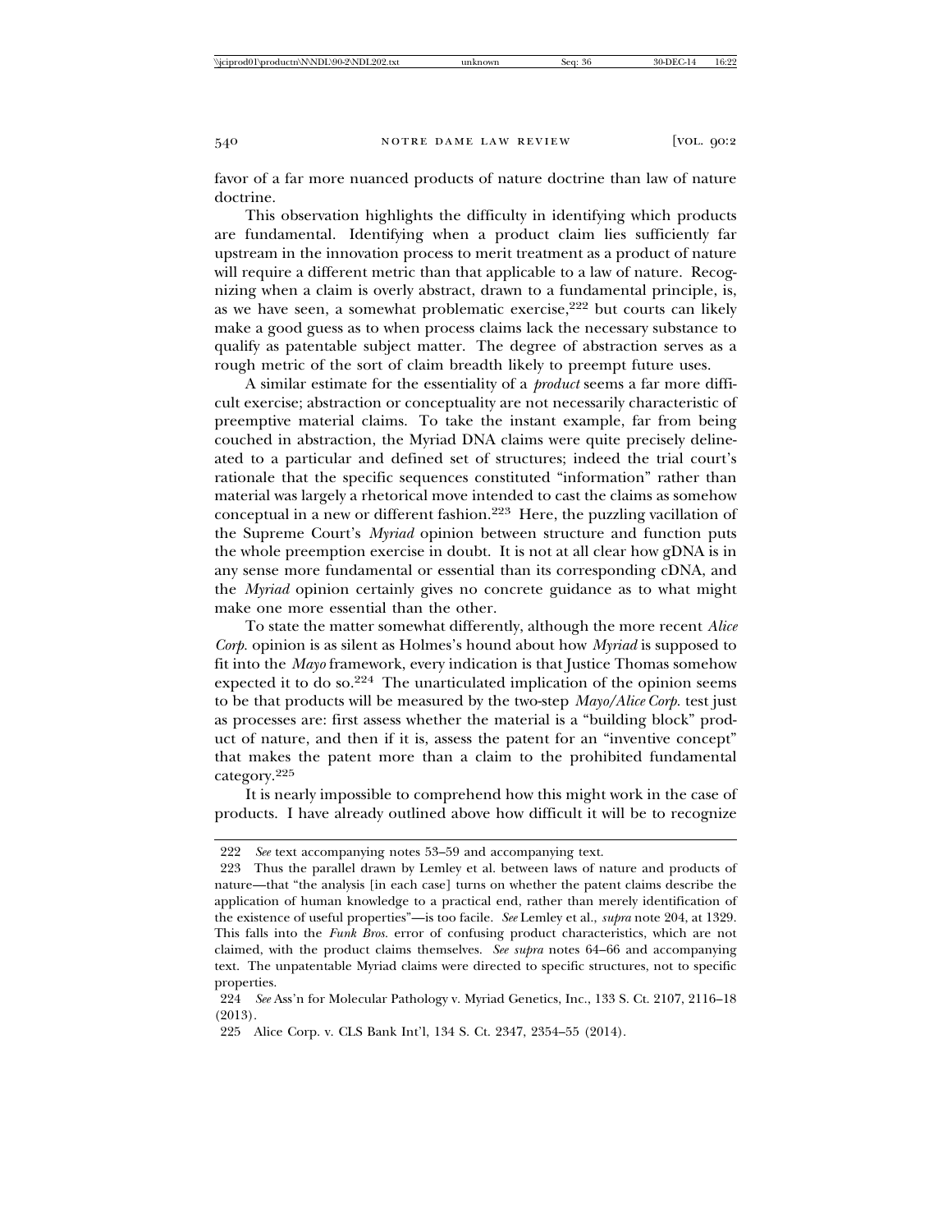favor of a far more nuanced products of nature doctrine than law of nature doctrine.

This observation highlights the difficulty in identifying which products are fundamental. Identifying when a product claim lies sufficiently far upstream in the innovation process to merit treatment as a product of nature will require a different metric than that applicable to a law of nature. Recognizing when a claim is overly abstract, drawn to a fundamental principle, is, as we have seen, a somewhat problematic exercise,[222] but courts can likely make a good guess as to when process claims lack the necessary substance to qualify as patentable subject matter. The degree of abstraction serves as a rough metric of the sort of claim breadth likely to preempt future uses.

A similar estimate for the essentiality of a *product* seems a far more difficult exercise; abstraction or conceptuality are not necessarily characteristic of preemptive material claims. To take the instant example, far from being couched in abstraction, the Myriad DNA claims were quite precisely delineated to a particular and defined set of structures; indeed the trial court's rationale that the specific sequences constituted "information" rather than material was largely a rhetorical move intended to cast the claims as somehow conceptual in a new or different fashion.[223] Here, the puzzling vacillation of the Supreme Court's *Myriad* opinion between structure and function puts the whole preemption exercise in doubt. It is not at all clear how gDNA is in any sense more fundamental or essential than its corresponding cDNA, and the *Myriad* opinion certainly gives no concrete guidance as to what might make one more essential than the other.

To state the matter somewhat differently, although the more recent *Alice Corp.* opinion is as silent as Holmes's hound about how *Myriad* is supposed to fit into the *Mayo* framework, every indication is that Justice Thomas somehow expected it to do so.[224] The unarticulated implication of the opinion seems to be that products will be measured by the two-step *Mayo/Alice Corp.* test just as processes are: first assess whether the material is a "building block" product of nature, and then if it is, assess the patent for an "inventive concept" that makes the patent more than a claim to the prohibited fundamental category.[225]

It is nearly impossible to comprehend how this might work in the case of products. I have already outlined above how difficult it will be to recognize

---

222 *See* text accompanying notes 53–59 and accompanying text.

223 Thus the parallel drawn by Lemley et al. between laws of nature and products of nature—that "the analysis [in each case] turns on whether the patent claims describe the application of human knowledge to a practical end, rather than merely identification of the existence of useful properties"—is too facile. *See* Lemley et al., *supra* note 204, at 1329. This falls into the *Funk Bros.* error of confusing product characteristics, which are not claimed, with the product claims themselves. *See supra* notes 64–66 and accompanying text. The unpatentable Myriad claims were directed to specific structures, not to specific properties.

224 *See* Ass'n for Molecular Pathology v. Myriad Genetics, Inc., 133 S. Ct. 2107, 2116–18 (2013).

225 Alice Corp. v. CLS Bank Int'l, 134 S. Ct. 2347, 2354–55 (2014).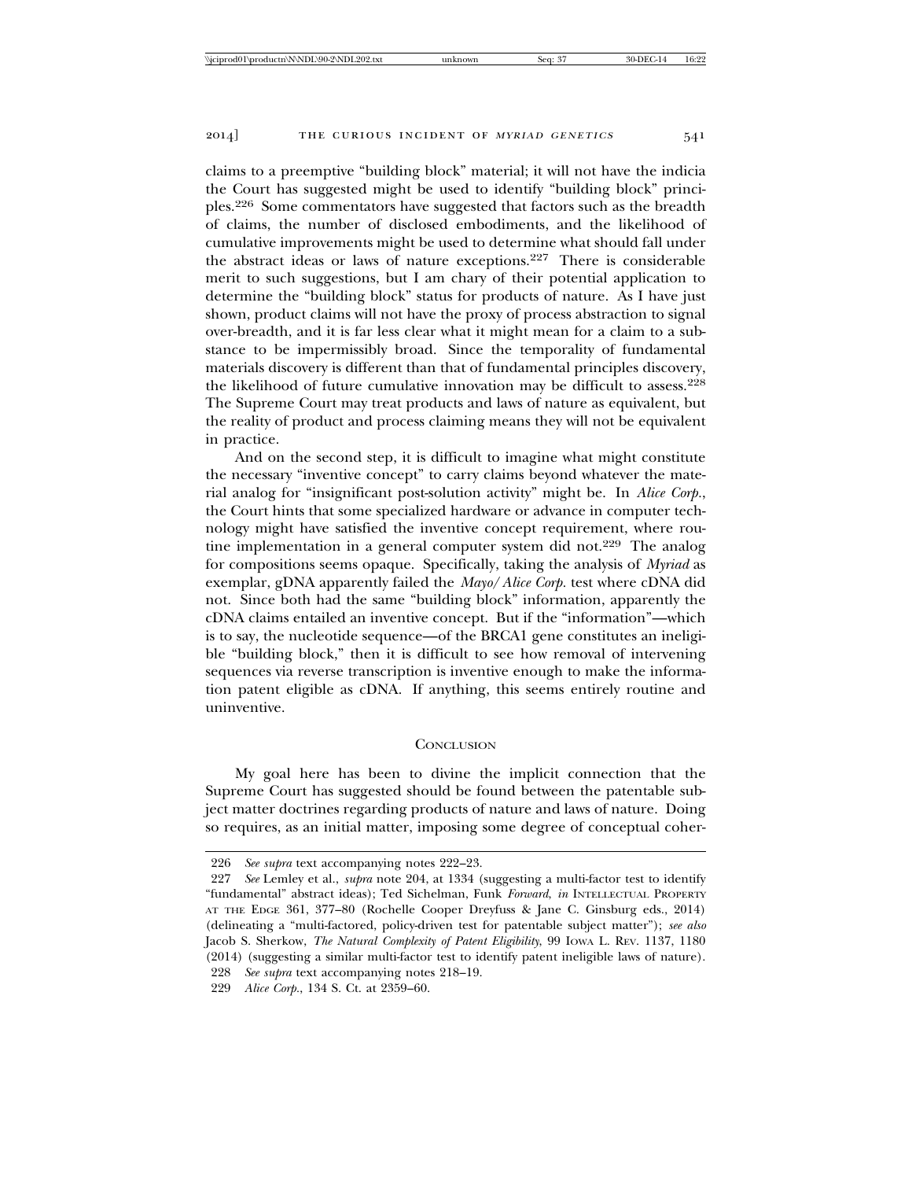claims to a preemptive "building block" material; it will not have the indicia the Court has suggested might be used to identify "building block" principles.[226] Some commentators have suggested that factors such as the breadth of claims, the number of disclosed embodiments, and the likelihood of cumulative improvements might be used to determine what should fall under the abstract ideas or laws of nature exceptions.[227] There is considerable merit to such suggestions, but I am chary of their potential application to determine the "building block" status for products of nature. As I have just shown, product claims will not have the proxy of process abstraction to signal over-breadth, and it is far less clear what it might mean for a claim to a substance to be impermissibly broad. Since the temporality of fundamental materials discovery is different than that of fundamental principles discovery, the likelihood of future cumulative innovation may be difficult to assess.[228] The Supreme Court may treat products and laws of nature as equivalent, but the reality of product and process claiming means they will not be equivalent in practice.

And on the second step, it is difficult to imagine what might constitute the necessary "inventive concept" to carry claims beyond whatever the material analog for "insignificant post-solution activity" might be. In *Alice Corp.*, the Court hints that some specialized hardware or advance in computer technology might have satisfied the inventive concept requirement, where routine implementation in a general computer system did not.[229] The analog for compositions seems opaque. Specifically, taking the analysis of *Myriad* as exemplar, gDNA apparently failed the *Mayo/Alice Corp.* test where cDNA did not. Since both had the same "building block" information, apparently the cDNA claims entailed an inventive concept. But if the "information"—which is to say, the nucleotide sequence—of the BRCA1 gene constitutes an ineligible "building block," then it is difficult to see how removal of intervening sequences via reverse transcription is inventive enough to make the information patent eligible as cDNA. If anything, this seems entirely routine and uninventive.

## Conclusion

My goal here has been to divine the implicit connection that the Supreme Court has suggested should be found between the patentable subject matter doctrines regarding products of nature and laws of nature. Doing so requires, as an initial matter, imposing some degree of conceptual coher-

---

226 *See supra* text accompanying notes 222–23.

227 *See* Lemley et al., *supra* note 204, at 1334 (suggesting a multi-factor test to identify "fundamental" abstract ideas); Ted Sichelman, Funk *Forward*, *in* Intellectual Property at the Edge 361, 377–80 (Rochelle Cooper Dreyfuss & Jane C. Ginsburg eds., 2014) (delineating a "multi-factored, policy-driven test for patentable subject matter"); *see also* Jacob S. Sherkow, *The Natural Complexity of Patent Eligibility*, 99 Iowa L. Rev. 1137, 1180 (2014) (suggesting a similar multi-factor test to identify patent ineligible laws of nature).

228 *See supra* text accompanying notes 218–19.

229 *Alice Corp.*, 134 S. Ct. at 2359–60.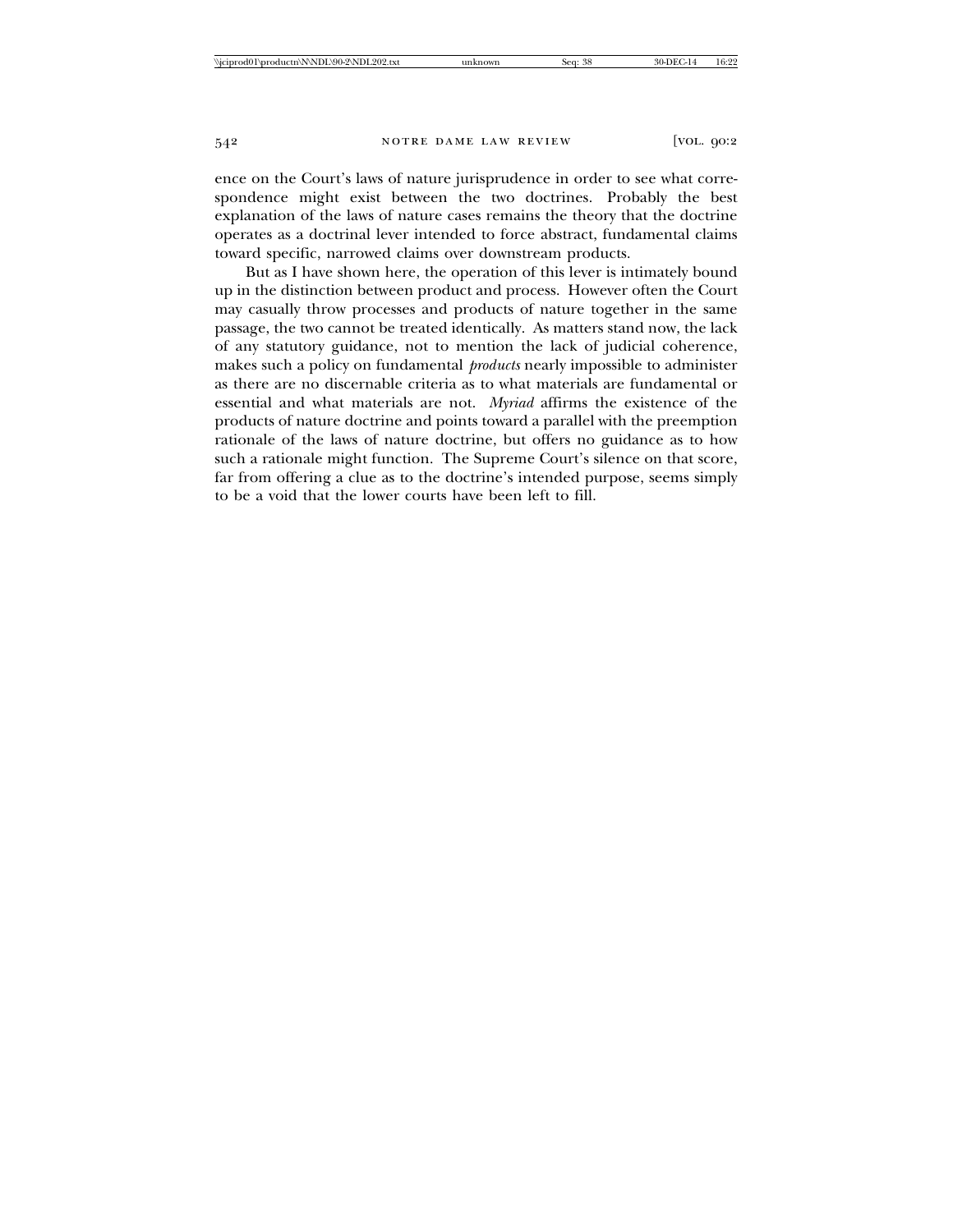ence on the Court's laws of nature jurisprudence in order to see what correspondence might exist between the two doctrines. Probably the best explanation of the laws of nature cases remains the theory that the doctrine operates as a doctrinal lever intended to force abstract, fundamental claims toward specific, narrowed claims over downstream products.

But as I have shown here, the operation of this lever is intimately bound up in the distinction between product and process. However often the Court may casually throw processes and products of nature together in the same passage, the two cannot be treated identically. As matters stand now, the lack of any statutory guidance, not to mention the lack of judicial coherence, makes such a policy on fundamental *products* nearly impossible to administer as there are no discernable criteria as to what materials are fundamental or essential and what materials are not. *Myriad* affirms the existence of the products of nature doctrine and points toward a parallel with the preemption rationale of the laws of nature doctrine, but offers no guidance as to how such a rationale might function. The Supreme Court's silence on that score, far from offering a clue as to the doctrine's intended purpose, seems simply to be a void that the lower courts have been left to fill.